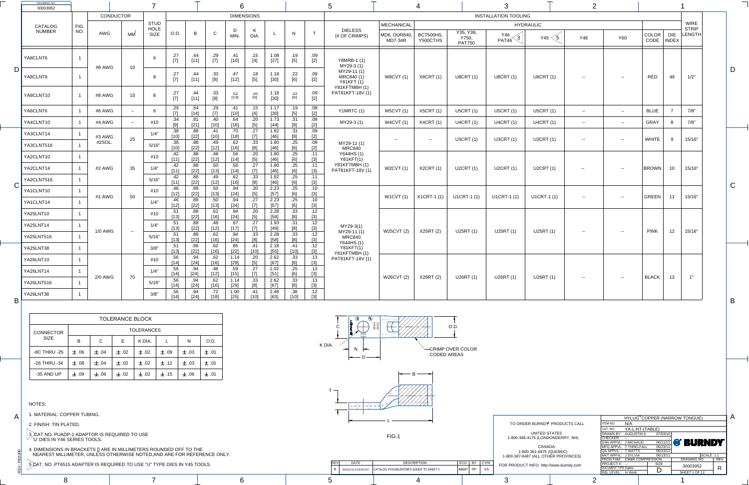DRAWING NO. 30003952

| CATALOG NUMBER | FIG. NO. | CONDUCTOR AWG | CONDUCTOR MM² | STUD HOLE SIZE | O.D. | B | C | D MIN. | K DIA. | L | N | T | DIELESS (# OF CRIMPS) | MECHANICAL MD6, OUR840, MD7-34R | HYDRAULIC BCT500HS, Y500CTHS | Y35, Y39, Y750, PAT750 | Y46 PAT46 (3) | Y45 (5) | Y48 | Y60 | COLOR CODE | DIE INDEX | WIRE STRIP LENGTH |
|---|---|---|---|---|---|---|---|---|---|---|---|---|---|---|---|---|---|---|---|---|---|---|---|
| YA8CLNT6 | 1 | #8 AWG | 10 | 6 | .27 [7] | .44 [11] | .29 [7] | .41 [10] | .15 [4] | 1.08 [27] | .19 [5] | .09 [2] | Y8MRB-1 (1) MY29-3 (1) MY29-11 (1) MRC840 (1) Y81KFT (1) Y81KFTMBH (1) PAT81KFT-18V (1) | W8CVT (1) | X8CRT (1) | U8CRT (1) | U8CRT (1) | U8CRT (1) | -- | -- | RED | 49 | 1/2" |
| YA8CLNT8 | 1 | | | 8 | .27 [7] | .44 [11] | .33 [8] | .47 [12] | .18 [5] | 1.18 [30] | .22 [6] | .09 [2] | | | | | | | | | | | |
| YA8CLNT10 | 1 | #8 AWG | 10 | 8 | .27 [7] | .44 [11] | .33 [8] | .52 [13] | .20 [5] | 1.18 [30] | .22 [6] | .09 [2] | | | | | | | | | | | |
| YA6CLNT6 | 1 | #6 AWG | -- | 6 | .29 [7] | .54 [14] | .29 [7] | .41 [10] | .15 [4] | 1.17 [30] | .19 [5] | .09 [2] | Y1MRTC (1) | W5CVT (1) | X5CRT (1) | U5CRT (1) | U5CRT (1) | U5CRT (1) | -- | -- | BLUE | 7 | 7/8" |
| YA4CLNT10 | 1 | #4 AWG | -- | #10 | .34 [9] | .81 [21] | .40 [10] | .64 [16] | .20 [5] | 1.73 [44] | .31 [8] | .09 [2] | MY29-3 (1) | W4CVT (1) | X4CRT (1) | U4CRT (1) | U4CRT (1) | U4CRT (1) | -- | -- | GRAY | 8 | 7/8" |
| YA3CLNT14 | 1 | #3 AWG #2SOL. | 25 | 1/4" | .38 [10] | .88 [22] | .41 [10] | .70 [18] | .27 [7] | 1.82 [46] | .31 [8] | .09 [2] | MY29-11 (1) MRC840 Y644HS (1) Y81KFT(1) Y81KFTMBH (1) PAT81KFT-18V (1) | -- | -- | U3CRT (1) | U3CRT (1) | U3CRT (1) | -- | -- | WHITE | 9 | 15/16" |
| YA3CLNT516 | 1 | | | 5/16" | .38 [10] | .88 [22] | .49 [12] | .62 [16] | .33 [8] | 1.80 [46] | .25 [6] | .09 [2] | | | | | | | | | | | |
| YA2CLNT10 | 1 | #2 AWG | 35 | #10 | .42 [11] | .88 [22] | .48 [12] | .56 [14] | .20 [5] | 1.80 [46] | .25 [6] | .11 [3] | | W2CVT (1) | X2CRT (1) | U2CRT (1) | U2CRT (1) | U2CRT (1) | -- | -- | BROWN | 10 | 15/16" |
| YA2CLNT14 | 1 | | | 1/4" | .42 [11] | .88 [22] | .50 [13] | .56 [14] | .27 [7] | 1.80 [46] | .25 [6] | .11 [3] | | | | | | | | | | | |
| YA2CLNT516 | 1 | | | 5/16" | .42 [11] | .88 [22] | .49 [12] | .62 [16] | .33 [8] | 1.82 [46] | .25 [6] | .11 [3] | | | | | | | | | | | |
| YA1CLNT10 | 1 | #1 AWG | 50 | #10 | .46 [12] | .88 [22] | .50 [13] | .94 [24] | .20 [5] | 2.23 [57] | .25 [6] | .10 [3] | | W1CVT (1) | X1CRT-1 (1) | U1CRT-1 (1) | U1CRT-1 (1) | U1CRT-1 (1) | -- | -- | GREEN | 11 | 15/16" |
| YA1CLNT14 | 1 | | | 1/4" | .46 [12] | .88 [22] | .50 [13] | .94 [24] | .27 [7] | 2.23 [57] | .25 [6] | .10 [3] | | | | | | | | | | | |
| YA25LNT10 | 1 | 1/0 AWG | -- | #10 | .51 [13] | .88 [22] | .62 [16] | .94 [24] | .20 [5] | 2.28 [58] | .33 [8] | .12 [3] | MY29-3(1) MY29-11 (1) MRC840 Y644HS (1) Y81KFT(1) Y81KFTMBH (1) PAT81KFT-18V (1) | W25CVT (2) | X25RT (2) | U25RT (1) | U25RT (1) | U25RT (1) | -- | -- | PINK | 12 | 15/16" |
| YA25LNT14 | 1 | | | 1/4" | .51 [13] | .88 [22] | .48 [12] | .67 [17] | .27 [7] | 1.93 [49] | .31 [8] | .12 [3] | | | | | | | | | | | |
| YA25LNT516 | 1 | | | 5/16" | .51 [13] | .88 [22] | .62 [16] | .94 [24] | .33 [8] | 2.28 [58] | .33 [8] | .12 [3] | | | | | | | | | | | |
| YA25LNT38 | 1 | | | 3/8" | .51 [13] | .88 [22] | .62 [16] | .85 [22] | .41 [10] | 2.18 [55] | .41 [10] | .12 [3] | | | | | | | | | | | |
| YA26LNT10 | 1 | 2/0 AWG | 70 | #10 | .56 [14] | .94 [24] | .62 [16] | 1.14 [29] | .20 [5] | 2.62 [67] | .33 [8] | .13 [3] | | W26CVT (2) | X26RT (2) | U26RT (1) | U26RT (1) | U26RT (1) | -- | -- | BLACK | 13 | 1" |
| YA26LNT14 | 1 | | | 1/4" | .56 [14] | .94 [24] | .48 [12] | .59 [15] | .27 [7] | 2.02 [51] | .25 [6] | .13 [3] | | | | | | | | | | | |
| YA26LNT516 | 1 | | | 5/16" | .56 [14] | .94 [24] | .62 [16] | 1.14 [29] | .33 [8] | 2.62 [67] | .33 [8] | .13 [3] | | | | | | | | | | | |
| YA26LNT38 | 1 | | | 3/8" | .56 [14] | .94 [24] | .72 [18] | 1.00 [25] | .41 [10] | 2.48 [63] | .38 [10] | .12 [3] | | | | | | | | | | | |

## TOLERANCE BLOCK

| CONNECTOR SIZE | B | C | E | K DIA. | L | N | O.D. |
|---|---|---|---|---|---|---|---|
| -8C THRU -25 | ±.06 | ±.04 | ±.02 | ±.02 | ±.09 | ±.03 | ±.01 |
| -26 THRU -34 | ±.08 | ±.04 | ±.02 | ±.02 | ±.12 | ±.03 | ±.01 |
| -35 AND UP | ±.09 | ±.06 | ±.02 | ±.02 | ±.15 | ±.06 | ±.01 |

C, O.D., K DIA., N, D, B, T, L

CRIMP OVER COLOR CODED AREAS

FIG.1

NOTES:

1. MATERIAL: COPPER TUBING.
2. FINISH: TIN PLATED.
3. CAT NO. PUADP-1 ADAPTOR IS REQUIRED TO USE "U" DIES IN Y46 SERIES TOOLS.
4. DIMENSIONS IN BRACKETS [] ARE IN MILLIMETERS ROUNDED OFF TO THE NEAREST MILLIMETER, UNLESS OTHERWISE NOTED,AND ARE FOR REFERENCE ONLY.
5. CAT. NO. PT6515 ADAPTER IS REQUIRED TO USE "U" TYPE DIES IN Y45 TOOLS.

| REV | DATE | DESCRIPTION | ECO | BY | CH'K |
|---|---|---|---|---|---|
| R | 2018-03-12 23:00:00 EST | CATALOG #YAV28LENT38FX ADDED TO SHEET 5 | 48687 | PP | VS |

TO ORDER BURNDY® PRODUCTS CALL

UNITED STATES
1-800-346-4175 (LONDONDERRY, NH)

CANADA:
1-800-361-6975 (QUEBEC)
1-800-387-6487 (ALL OTHER PROVINCES)

FOR PRODUCT INFO: http://www.burndy.com

HYLUG™ COPPER (NARROW TONGUE)

ITEM NO: N/A
CAT. NO: YA-L-NT-(TABLE)
DRAWN BY: AUGUSTIN.S 07/03/10
CHECKER: --
DSN APPVL: J MICHAUD 06/11/11
MFG APPVL: T THRELFALL 06/23/11
QA APPVL: T WATTS 06/13/11
MKT APPVL: J SYLVIA 06/13/11
PROD FAM: CM&R COMPRESSION
PROJECT #: --
DOCUMENT TYPE: Sales
REL LEVEL: In Work

BURNDY

SCALE: 1:1
SIZE: D
DRAWING NO: 30003952
REV: R
SHEET 1 OF 12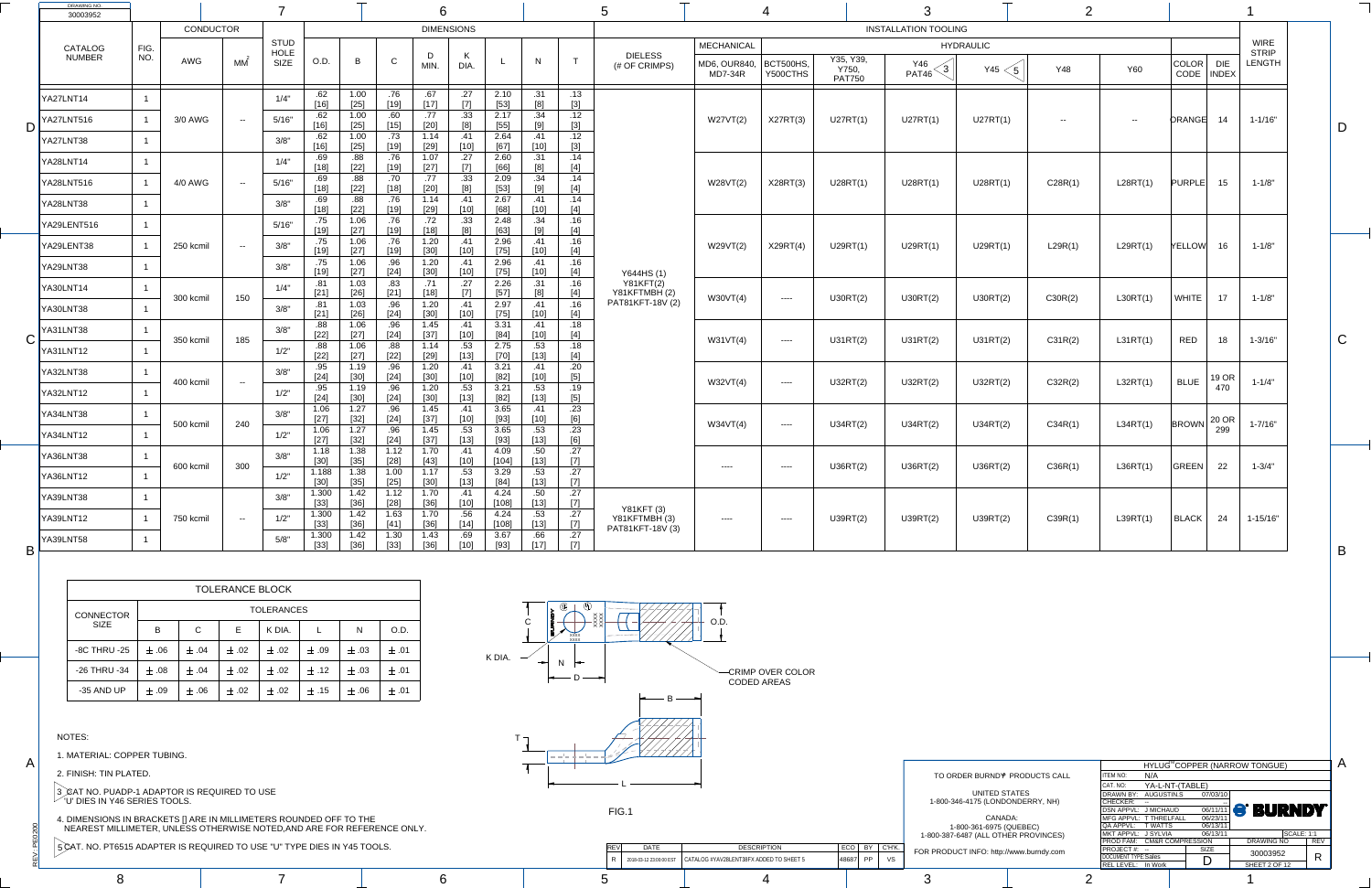DRAWING NO. 30003952

| CATALOG NUMBER | FIG. NO. | CONDUCTOR AWG | CONDUCTOR MM² | STUD HOLE SIZE | O.D. | B | C | D MIN. | K DIA. | L | N | T | DIELESS (# OF CRIMPS) | MECHANICAL MD6, OUR840, MD7-34R | HYDRAULIC BCT500HS, Y500CTHS | Y35, Y39, Y750, PAT750 | Y46 PAT46 (3) | Y45 (5) | Y48 | Y60 | COLOR CODE | DIE INDEX | WIRE STRIP LENGTH |
|---|---|---|---|---|---|---|---|---|---|---|---|---|---|---|---|---|---|---|---|---|---|---|---|
| YA27LNT14 | 1 | 3/0 AWG | -- | 1/4" | .62 [16] | 1.00 [25] | .76 [19] | .67 [17] | .27 [7] | 2.10 [53] | .31 [8] | .13 [3] | Y644HS (1) Y81KFT(2) Y81KFTMBH (2) PAT81KFT-18V (2) | W27VT(2) | X27RT(3) | U27RT(1) | U27RT(1) | U27RT(1) | -- | -- | ORANGE | 14 | 1-1/16" |
| YA27LNT516 | 1 | | | 5/16" | .62 [16] | 1.00 [25] | .60 [15] | .77 [20] | .33 [8] | 2.17 [55] | .34 [9] | .12 [3] | | | | | | | | | | | |
| YA27LNT38 | 1 | | | 3/8" | .62 [16] | 1.00 [25] | .73 [19] | 1.14 [29] | .41 [10] | 2.64 [67] | .41 [10] | .12 [3] | | | | | | | | | | | |
| YA28LNT14 | 1 | 4/0 AWG | -- | 1/4" | .69 [18] | .88 [22] | .76 [19] | 1.07 [27] | .27 [7] | 2.60 [66] | .31 [8] | .14 [4] | | W28VT(2) | X28RT(3) | U28RT(1) | U28RT(1) | U28RT(1) | C28R(1) | L28RT(1) | PURPLE | 15 | 1-1/8" |
| YA28LNT516 | 1 | | | 5/16" | .69 [18] | .88 [22] | .70 [18] | .77 [20] | .33 [8] | 2.09 [53] | .34 [9] | .14 [4] | | | | | | | | | | | |
| YA28LNT38 | 1 | | | 3/8" | .69 [18] | .88 [22] | .76 [19] | 1.14 [29] | .41 [10] | 2.67 [68] | .41 [10] | .14 [4] | | | | | | | | | | | |
| YA29LENT516 | 1 | 250 kcmil | -- | 5/16" | .75 [19] | 1.06 [27] | .76 [19] | .72 [18] | .33 [8] | 2.48 [63] | .34 [9] | .16 [4] | | W29VT(2) | X29RT(4) | U29RT(1) | U29RT(1) | U29RT(1) | L29R(1) | L29RT(1) | YELLOW | 16 | 1-1/8" |
| YA29LENT38 | 1 | | | 3/8" | .75 [19] | 1.06 [27] | .76 [19] | 1.20 [30] | .41 [10] | 2.96 [75] | .41 [10] | .16 [4] | | | | | | | | | | | |
| YA29LNT38 | 1 | | | 3/8" | .75 [19] | 1.06 [27] | .96 [24] | 1.20 [30] | .41 [10] | 2.96 [75] | .41 [10] | .16 [4] | | | | | | | | | | | |
| YA30LNT14 | 1 | 300 kcmil | 150 | 1/4" | .81 [21] | 1.03 [26] | .83 [21] | .71 [18] | .27 [7] | 2.26 [57] | .31 [8] | .16 [4] | | W30VT(4) | ---- | U30RT(2) | U30RT(2) | U30RT(2) | C30R(2) | L30RT(1) | WHITE | 17 | 1-1/8" |
| YA30LNT38 | 1 | | | 3/8" | .81 [21] | 1.03 [26] | .96 [24] | 1.20 [30] | .41 [10] | 2.97 [75] | .41 [10] | .16 [4] | | | | | | | | | | | |
| YA31LNT38 | 1 | 350 kcmil | 185 | 3/8" | .88 [22] | 1.06 [27] | .96 [24] | 1.45 [37] | .41 [10] | 3.31 [84] | .41 [10] | .18 [4] | | W31VT(4) | ---- | U31RT(2) | U31RT(2) | U31RT(2) | C31R(2) | L31RT(1) | RED | 18 | 1-3/16" |
| YA31LNT12 | 1 | | | 1/2" | .88 [22] | 1.06 [27] | .88 [22] | 1.14 [29] | .53 [13] | 2.75 [70] | .53 [13] | .18 [4] | | | | | | | | | | | |
| YA32LNT38 | 1 | 400 kcmil | -- | 3/8" | .95 [24] | 1.19 [30] | .96 [24] | 1.20 [30] | .41 [10] | 3.21 [82] | .41 [10] | .20 [5] | | W32VT(4) | ---- | U32RT(2) | U32RT(2) | U32RT(2) | C32R(2) | L32RT(1) | BLUE | 19 OR 470 | 1-1/4" |
| YA32LNT12 | 1 | | | 1/2" | .95 [24] | 1.19 [30] | .96 [24] | 1.20 [30] | .53 [13] | 3.21 [82] | .53 [13] | .19 [5] | | | | | | | | | | | |
| YA34LNT38 | 1 | 500 kcmil | 240 | 3/8" | 1.06 [27] | 1.27 [32] | .96 [24] | 1.45 [37] | .41 [10] | 3.65 [93] | .41 [10] | .23 [6] | | W34VT(4) | ---- | U34RT(2) | U34RT(2) | U34RT(2) | C34R(1) | L34RT(1) | BROWN | 20 OR 299 | 1-7/16" |
| YA34LNT12 | 1 | | | 1/2" | 1.06 [27] | 1.27 [32] | .96 [24] | 1.45 [37] | .53 [13] | 3.65 [93] | .53 [13] | .23 [6] | | | | | | | | | | | |
| YA36LNT38 | 1 | 600 kcmil | 300 | 3/8" | 1.18 [30] | 1.38 [35] | 1.12 [28] | 1.70 [43] | .41 [10] | 4.09 [104] | .50 [13] | .27 [7] | | ---- | ---- | U36RT(2) | U36RT(2) | U36RT(2) | C36R(1) | L36RT(1) | GREEN | 22 | 1-3/4" |
| YA36LNT12 | 1 | | | 1/2" | 1.188 [30] | 1.38 [35] | 1.00 [25] | 1.17 [30] | .53 [13] | 3.29 [84] | .53 [13] | .27 [7] | | | | | | | | | | | |
| YA39LNT38 | 1 | 750 kcmil | -- | 3/8" | 1.300 [33] | 1.42 [36] | 1.12 [28] | 1.70 [36] | .41 [10] | 4.24 [108] | .50 [13] | .27 [7] | Y81KFT (3) Y81KFTMBH (3) PAT81KFT-18V (3) | ---- | ---- | U39RT(2) | U39RT(2) | U39RT(2) | C39R(1) | L39RT(1) | BLACK | 24 | 1-15/16" |
| YA39LNT12 | 1 | | | 1/2" | 1.300 [33] | 1.42 [36] | 1.63 [41] | 1.70 [36] | .56 [14] | 4.24 [108] | .53 [13] | .27 [7] | | | | | | | | | | | |
| YA39LNT58 | 1 | | | 5/8" | 1.300 [33] | 1.42 [36] | 1.30 [33] | 1.43 [36] | .69 [10] | 3.67 [93] | .66 [17] | .27 [7] | | | | | | | | | | | |

**TOLERANCE BLOCK**

| CONNECTOR SIZE | B | C | E | K DIA. | L | N | O.D. |
|---|---|---|---|---|---|---|---|
| -8C THRU -25 | ± .06 | ± .04 | ± .02 | ± .02 | ± .09 | ± .03 | ± .01 |
| -26 THRU -34 | ± .08 | ± .04 | ± .02 | ± .02 | ± .12 | ± .03 | ± .01 |
| -35 AND UP | ± .09 | ± .06 | ± .02 | ± .02 | ± .15 | ± .06 | ± .01 |

CRIMP OVER COLOR CODED AREAS

FIG.1

NOTES:

1. MATERIAL: COPPER TUBING.
2. FINISH: TIN PLATED.
3. CAT NO. PUADP-1 ADAPTOR IS REQUIRED TO USE 'U' DIES IN Y46 SERIES TOOLS.
4. DIMENSIONS IN BRACKETS [] ARE IN MILLIMETERS ROUNDED OFF TO THE NEAREST MILLIMETER, UNLESS OTHERWISE NOTED,AND ARE FOR REFERENCE ONLY.
5. CAT. NO. PT6515 ADAPTER IS REQUIRED TO USE "U" TYPE DIES IN Y45 TOOLS.

| REV | DATE | DESCRIPTION | ECO | BY | CH'K. |
|---|---|---|---|---|---|
| R | 2018-03-12 23:00:00 EST | CATALOG #YAV28LENT38FX ADDED TO SHEET 5 | 48687 | PP | VS |

TO ORDER BURNDY® PRODUCTS CALL

UNITED STATES
1-800-346-4175 (LONDONDERRY, NH)

CANADA:
1-800-361-6975 (QUEBEC)
1-800-387-6487 (ALL OTHER PROVINCES)

FOR PRODUCT INFO: http://www.burndy.com

HYLUG™ COPPER (NARROW TONGUE)

ITEM NO: N/A
CAT. NO: YA-L-NT-(TABLE)
DRAWN BY: AUGUSTIN.S 07/03/10
CHECKER: --
DSN APPVL: J MICHAUD 06/11/11
MFG APPVL: T THRELFALL 06/23/11
QA APPVL: T WATTS 06/13/11
MKT APPVL: J SYLVIA 06/13/11
PROD FAM: CM&R COMPRESSION
PROJECT #: --
DOCUMENT TYPE: Sales
REL LEVEL: In Work

SCALE: 1:1
SIZE: D
DRAWING NO: 30003952
REV: R
SHEET 2 OF 12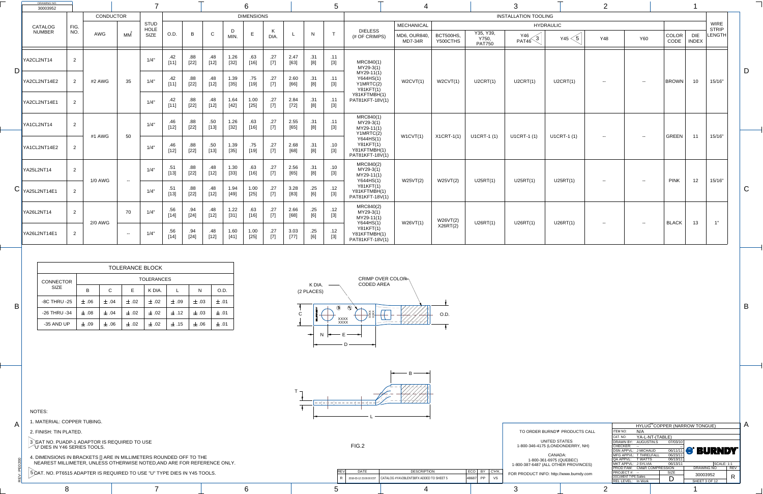| CATALOG NUMBER | FIG. NO. | CONDUCTOR AWG | CONDUCTOR MM² | STUD HOLE SIZE | O.D. | B | C | D MIN. | E | K DIA. | L | N | T | DIELESS (# OF CRIMPS) | MECHANICAL MD6, OUR840, MD7-34R | HYDRAULIC BCT500HS, Y500CTHS | Y35, Y39, Y750, PAT750 | Y46 PAT46 3 | Y45 5 | Y48 | Y60 | COLOR CODE | DIE INDEX | WIRE STRIP LENGTH |
|---|---|---|---|---|---|---|---|---|---|---|---|---|---|---|---|---|---|---|---|---|---|---|---|---|
| YA2CL2NT14 | 2 | #2 AWG | 35 | 1/4" | .42 [11] | .88 [22] | .48 [12] | 1.26 [32] | .63 [16] | .27 [7] | 2.47 [63] | .31 [8] | .11 [3] | MRC840(1) MY29-3(1) MY29-11(1) Y644HS(1) Y1MRTC(2) Y81KFT(1) Y81KFTMBH(1) PAT81KFT-18V(1) | W2CVT(1) | W2CVT(1) | U2CRT(1) | U2CRT(1) | U2CRT(1) | -- | -- | BROWN | 10 | 15/16" |
| YA2CL2NT14E2 | 2 | | | 1/4" | .42 [11] | .88 [22] | .48 [12] | 1.39 [35] | .75 [19] | .27 [7] | 2.60 [66] | .31 [8] | .11 [3] | | | | | | | | | | | |
| YA2CL2NT14E1 | 2 | | | 1/4" | .42 [11] | .88 [22] | .48 [12] | 1.64 [42] | 1.00 [25] | .27 [7] | 2.84 [72] | .31 [8] | .11 [3] | | | | | | | | | | | |
| YA1CL2NT14 | 2 | #1 AWG | 50 | 1/4" | .46 [12] | .88 [22] | .50 [13] | 1.26 [32] | .63 [16] | .27 [7] | 2.55 [65] | .31 [8] | .11 [3] | MRC840(1) MY29-3(1) MY29-11(1) Y1MRTC(2) Y644HS(1) Y81KFT(1) Y81KFTMBH(1) PAT81KFT-18V(1) | W1CVT(1) | X1CRT-1(1) | U1CRT-1 (1) | U1CRT-1 (1) | U1CRT-1 (1) | -- | -- | GREEN | 11 | 15/16" |
| YA1CL2NT14E2 | 2 | | | 1/4" | .46 [12] | .88 [22] | .50 [13] | 1.39 [35] | .75 [19] | .27 [7] | 2.68 [68] | .31 [8] | .10 [3] | | | | | | | | | | | |
| YA25L2NT14 | 2 | 1/0 AWG | -- | 1/4" | .51 [13] | .88 [22] | .48 [12] | 1.30 [33] | .63 [16] | .27 [7] | 2.56 [65] | .31 [8] | .10 [3] | MRC840(2) MY29-3(1) MY29-11(1) Y644HS(1) Y81KFT(1) Y81KFTMBH(1) PAT81KFT-18V(1) | W25VT(2) | W25VT(2) | U25RT(1) | U25RT(1) | U25RT(1) | -- | -- | PINK | 12 | 15/16" |
| YA25L2NT14E1 | 2 | | | 1/4" | .51 [13] | .88 [22] | .48 [12] | 1.94 [49] | 1.00 [25] | .27 [7] | 3.28 [83] | .25 [6] | .12 [3] | | | | | | | | | | | |
| YA26L2NT14 | 2 | 2/0 AWG | 70 | 1/4" | .56 [14] | .94 [24] | .48 [12] | 1.22 [31] | .63 [16] | .27 [7] | 2.66 [68] | .25 [6] | .12 [3] | MRC840(2) MY29-3(1) MY29-11(1) Y644HS(1) Y81KFT(1) Y81KFTMBH(1) PAT81KFT-18V(1) | W26VT(1) | W26VT(2) X26RT(2) | U26RT(1) | U26RT(1) | U26RT(1) | -- | -- | BLACK | 13 | 1" |
| YA26L2NT14E1 | 2 | | -- | 1/4" | .56 [14] | .94 [24] | .48 [12] | 1.60 [41] | 1.00 [25] | .27 [7] | 3.03 [77] | .25 [6] | .12 [3] | | | | | | | | | | | |

## TOLERANCE BLOCK

| CONNECTOR SIZE | B | C | E | K DIA. | L | N | O.D. |
|---|---|---|---|---|---|---|---|
| -8C THRU -25 | ± .06 | ± .04 | ± .02 | ± .02 | ± .09 | ± .03 | ± .01 |
| -26 THRU -34 | ± .08 | ± .04 | ± .02 | ± .02 | ± .12 | ± .03 | ± .01 |
| -35 AND UP | ± .09 | ± .06 | ± .02 | ± .02 | ± .15 | ± .06 | ± .01 |

K DIA. (2 PLACES)

CRIMP OVER COLOR-CODED AREA

FIG.2

NOTES:

1. MATERIAL: COPPER TUBING.
2. FINISH: TIN PLATED.
3. CAT NO. PUADP-1 ADAPTOR IS REQUIRED TO USE "U" DIES IN Y46 SERIES TOOLS.
4. DIMENSIONS IN BRACKETS [] ARE IN MILLIMETERS ROUNDED OFF TO THE NEAREST MILLIMETER, UNLESS OTHERWISE NOTED,AND ARE FOR REFERENCE ONLY.
5. CAT. NO. PT6515 ADAPTER IS REQUIRED TO USE "U" TYPE DIES IN Y45 TOOLS.

| REV | DATE | DESCRIPTION | ECO | BY | CH'K |
|---|---|---|---|---|---|
| R | 2018-03-12 23:00:00 EST | CATALOG #YAV2BLENT38FX ADDED TO SHEET 5 | 48687 | PP | VS |

TO ORDER BURNDY® PRODUCTS CALL

UNITED STATES
1-800-346-4175 (LONDONDERRY, NH)

CANADA:
1-800-361-6975 (QUEBEC)
1-800-387-6487 (ALL OTHER PROVINCES)

FOR PRODUCT INFO: http://www.burndy.com

HYLUG™ COPPER (NARROW TONGUE)

ITEM NO: N/A
CAT. NO: YA-L-NT-(TABLE)
DRAWN BY: AUGUSTIN.S 07/03/10
CHECKER: --
DSN APPVL: J MICHAUD 06/11/11
MFG APPVL: T THRELFALL 06/23/11
QA APPVL: T WATTS 06/13/11
MKT APPVL: J SYLVIA 06/13/11
PROD FAM: CM&R COMPRESSION
PROJECT #: --
DOCUMENT TYPE: Sales
REL LEVEL: In Work

SIZE: D | DRAWING NO: 30003952 | REV: R | SCALE: 1:1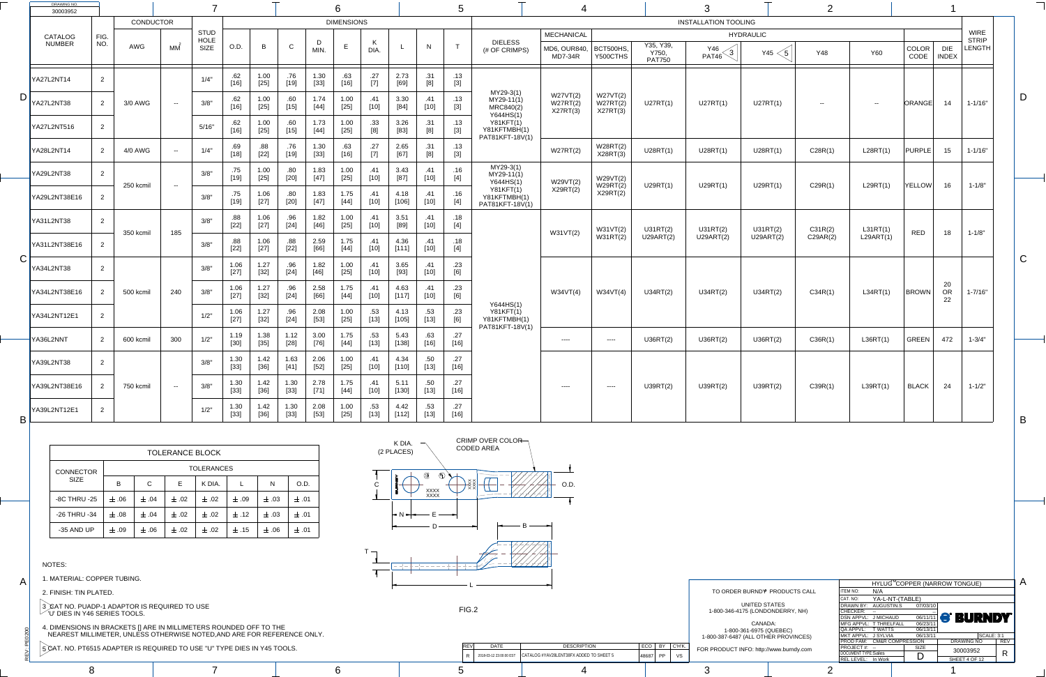DRAWING NO. 30003952

| CATALOG NUMBER | FIG. NO. | CONDUCTOR AWG | CONDUCTOR MM² | STUD HOLE SIZE | O.D. | B | C | D MIN. | E | K DIA. | L | N | T | DIELESS (# OF CRIMPS) | MECHANICAL MD6, OUR840, MD7-34R | HYDRAULIC BCT500HS, Y500CTHS | Y35, Y39, Y750, PAT750 | Y46 (3) PAT46 | Y45 (5) | Y48 | Y60 | COLOR CODE | DIE INDEX | WIRE STRIP LENGTH |
|---|---|---|---|---|---|---|---|---|---|---|---|---|---|---|---|---|---|---|---|---|---|---|---|---|
| YA27L2NT14 | 2 | 3/0 AWG | -- | 1/4" | .62 [16] | 1.00 [25] | .76 [19] | 1.30 [33] | .63 [16] | .27 [7] | 2.73 [69] | .31 [8] | .13 [3] | MY29-3(1) MY29-11(1) MRC840(2) Y644HS(1) Y81KFT(1) Y81KFTMBH(1) PAT81KFT-18V(1) | W27VT(2) W27RT(2) X27RT(3) | W27VT(2) W27RT(2) X27RT(3) | U27RT(1) | U27RT(1) | U27RT(1) | -- | -- | ORANGE | 14 | 1-1/16" |
| YA27L2NT38 | 2 | | | 3/8" | .62 [16] | 1.00 [25] | .60 [15] | 1.74 [44] | 1.00 [25] | .41 [10] | 3.30 [84] | .41 [10] | .13 [3] | | | | | | | | | | | |
| YA27L2NT516 | 2 | | | 5/16" | .62 [16] | 1.00 [25] | .60 [15] | 1.73 [44] | 1.00 [25] | .33 [8] | 3.26 [83] | .31 [8] | .13 [3] | | | | | | | | | | | |
| YA28L2NT14 | 2 | 4/0 AWG | -- | 1/4" | .69 [18] | .88 [22] | .76 [19] | 1.30 [33] | .63 [16] | .27 [7] | 2.65 [67] | .31 [8] | .13 [3] | | W27RT(2) | W28RT(2) X28RT(3) | U28RT(1) | U28RT(1) | U28RT(1) | C28R(1) | L28RT(1) | PURPLE | 15 | 1-1/16" |
| YA29L2NT38 | 2 | 250 kcmil | -- | 3/8" | .75 [19] | 1.00 [25] | .80 [20] | 1.83 [47] | 1.00 [25] | .41 [10] | 3.43 [87] | .41 [10] | .16 [4] | MY29-3(1) MY29-11(1) Y644HS(1) Y81KFT(1) Y81KFTMBH(1) PAT81KFT-18V(1) | W29VT(2) X29RT(2) | W29VT(2) W29RT(2) X29RT(2) | U29RT(1) | U29RT(1) | U29RT(1) | C29R(1) | L29RT(1) | YELLOW | 16 | 1-1/8" |
| YA29L2NT38E16 | 2 | | | 3/8" | .75 [19] | 1.06 [27] | .80 [20] | 1.83 [47] | 1.75 [44] | .41 [10] | 4.18 [106] | .41 [10] | .16 [4] | | | | | | | | | | | |
| YA31L2NT38 | 2 | 350 kcmil | 185 | 3/8" | .88 [22] | 1.06 [27] | .96 [24] | 1.82 [46] | 1.00 [25] | .41 [10] | 3.51 [89] | .41 [10] | .18 [4] | Y644HS(1) Y81KFT(1) Y81KFTMBH(1) PAT81KFT-18V(1) | W31VT(2) | W31VT(2) W31RT(2) | U31RT(2) U29ART(2) | U31RT(2) U29ART(2) | U31RT(2) U29ART(2) | C31R(2) C29AR(2) | L31RT(1) L29ART(1) | RED | 18 | 1-1/8" |
| YA31L2NT38E16 | 2 | | | 3/8" | .88 [22] | 1.06 [27] | .88 [22] | 2.59 [66] | 1.75 [44] | .41 [10] | 4.36 [111] | .41 [10] | .18 [4] | | | | | | | | | | | |
| YA34L2NT38 | 2 | 500 kcmil | 240 | 3/8" | 1.06 [27] | 1.27 [32] | .96 [24] | 1.82 [46] | 1.00 [25] | .41 [10] | 3.65 [93] | .41 [10] | .23 [6] | | W34VT(4) | W34VT(4) | U34RT(2) | U34RT(2) | U34RT(2) | C34R(1) | L34RT(1) | BROWN | 20 OR 22 | 1-7/16" |
| YA34L2NT38E16 | 2 | | | 3/8" | 1.06 [27] | 1.27 [32] | .96 [24] | 2.58 [66] | 1.75 [44] | .41 [10] | 4.63 [117] | .41 [10] | .23 [6] | | | | | | | | | | | |
| YA34L2NT12E1 | 2 | | | 1/2" | 1.06 [27] | 1.27 [32] | .96 [24] | 2.08 [53] | 1.00 [25] | .53 [13] | 4.13 [105] | .53 [13] | .23 [6] | | | | | | | | | | | |
| YA36L2NNT | 2 | 600 kcmil | 300 | 1/2" | 1.19 [30] | 1.38 [35] | 1.12 [28] | 3.00 [76] | 1.75 [44] | .53 [13] | 5.43 [138] | .63 [16] | .27 [16] | | ---- | ---- | U36RT(2) | U36RT(2) | U36RT(2) | C36R(1) | L36RT(1) | GREEN | 472 | 1-3/4" |
| YA39L2NT38 | 2 | 750 kcmil | -- | 3/8" | 1.30 [33] | 1.42 [36] | 1.63 [41] | 2.06 [52] | 1.00 [25] | .41 [10] | 4.34 [110] | .50 [13] | .27 [16] | | ---- | ---- | U39RT(2) | U39RT(2) | U39RT(2) | C39R(1) | L39RT(1) | BLACK | 24 | 1-1/2" |
| YA39L2NT38E16 | 2 | | | 3/8" | 1.30 [33] | 1.42 [36] | 1.30 [33] | 2.78 [71] | 1.75 [44] | .41 [10] | 5.11 [130] | .50 [13] | .27 [16] | | | | | | | | | | | |
| YA39L2NT12E1 | 2 | | | 1/2" | 1.30 [33] | 1.42 [36] | 1.30 [33] | 2.08 [53] | 1.00 [25] | .53 [13] | 4.42 [112] | .53 [13] | .27 [16] | | | | | | | | | | | |

## TOLERANCE BLOCK

| CONNECTOR SIZE | B | C | E | K DIA. | L | N | O.D. |
|---|---|---|---|---|---|---|---|
| -8C THRU -25 | ± .06 | ± .04 | ± .02 | ± .02 | ± .09 | ± .03 | ± .01 |
| -26 THRU -34 | ± .08 | ± .04 | ± .02 | ± .02 | ± .12 | ± .03 | ± .01 |
| -35 AND UP | ± .09 | ± .06 | ± .02 | ± .02 | ± .15 | ± .06 | ± .01 |

K DIA. (2 PLACES)

CRIMP OVER COLOR CODED AREA

FIG.2

NOTES:

1. MATERIAL: COPPER TUBING.
2. FINISH: TIN PLATED.
3. CAT NO. PUADP-1 ADAPTOR IS REQUIRED TO USE "U" DIES IN Y46 SERIES TOOLS.
4. DIMENSIONS IN BRACKETS [] ARE IN MILLIMETERS ROUNDED OFF TO THE NEAREST MILLIMETER, UNLESS OTHERWISE NOTED,AND ARE FOR REFERENCE ONLY.
5. CAT. NO. PT6515 ADAPTER IS REQUIRED TO USE "U" TYPE DIES IN Y45 TOOLS.

| REV | DATE | DESCRIPTION | ECO | BY | CH'K |
|---|---|---|---|---|---|
| R | 2016-03-12 23:00:00 EST | CATALOG #YAV28L2NT38FX ADDED TO SHEET 5 | 48687 | PP | VS |

TO ORDER BURNDY® PRODUCTS CALL

UNITED STATES
1-800-346-4175 (LONDONDERRY, NH)

CANADA:
1-800-361-6975 (QUEBEC)
1-800-387-6487 (ALL OTHER PROVINCES)

FOR PRODUCT INFO: http://www.burndy.com

HYLUG™ COPPER (NARROW TONGUE)

ITEM NO: N/A
CAT. NO: YA-L-NT-(TABLE)
DRAWN BY: AUGUSTIN.S 07/03/10
CHECKER: --
DSN APPVL: J MICHAUD 06/11/11
MFG APPVL: T THRELFALL 06/23/11
QA APPVL: T WATTS 06/13/11
MKT APPVL: J SYLVIA 06/13/11
PROD FAM: CM&R COMPRESSION
PROJECT #: --
DOCUMENT TYPE: Sales
REL LEVEL: In Work

BURNDY

SIZE: D
DRAWING NO: 30003952
REV: R
SCALE: 3:1
SHEET 4 OF 12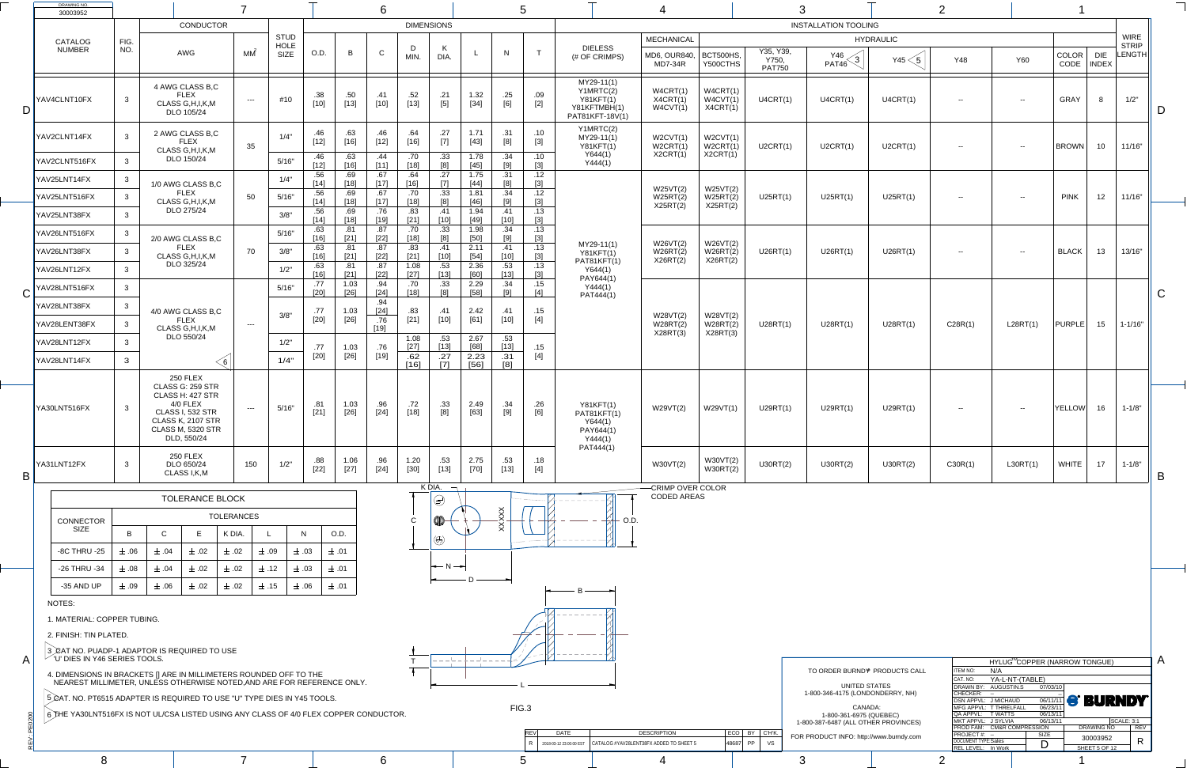DRAWING NO. 30003952

| CATALOG NUMBER | FIG. NO. | CONDUCTOR AWG | CONDUCTOR MM² | STUD HOLE SIZE | O.D. | B | C | D MIN. | K DIA. | L | N | T | DIELESS (# OF CRIMPS) | MECHANICAL MD6, OUR840, MD7-34R | HYDRAULIC BCT500HS, Y500CTHS | Y35, Y39, Y750, PAT750 | Y46 / PAT46 (3) | Y45 (5) | Y48 | Y60 | COLOR CODE | DIE INDEX | WIRE STRIP LENGTH |
|---|---|---|---|---|---|---|---|---|---|---|---|---|---|---|---|---|---|---|---|---|---|---|---|
| YAV4CLNT10FX | 3 | 4 AWG CLASS B,C FLEX CLASS G,H,I,K,M DLO 105/24 | --- | #10 | .38 [10] | .50 [13] | .41 [10] | .52 [13] | .21 [5] | 1.32 [34] | .25 [6] | .09 [2] | MY29-11(1) Y1MRTC(2) Y81KFT(1) Y81KFTMBH(1) PAT81KFT-18V(1) | W4CRT(1) X4CRT(1) W4CVT(1) | W4CRT(1) W4CVT(1) X4CRT(1) | U4CRT(1) | U4CRT(1) | U4CRT(1) | -- | -- | GRAY | 8 | 1/2" |
| YAV2CLNT14FX | 3 | 2 AWG CLASS B,C FLEX CLASS G,H,I,K,M DLO 150/24 | 35 | 1/4" | .46 [12] | .63 [16] | .46 [12] | .64 [16] | .27 [7] | 1.71 [43] | .31 [8] | .10 [3] | Y1MRTC(2) MY29-11(1) Y81KFT(1) Y644(1) Y444(1) | W2CVT(1) W2CRT(1) X2CRT(1) | W2CVT(1) W2CRT(1) X2CRT(1) | U2CRT(1) | U2CRT(1) | U2CRT(1) | -- | -- | BROWN | 10 | 11/16" |
| YAV2CLNT516FX | 3 | | | 5/16" | .46 [12] | .63 [16] | .44 [11] | .70 [18] | .33 [8] | 1.78 [45] | .34 [9] | .10 [3] | | | | | | | | | | | |
| YAV25LNT14FX | 3 | 1/0 AWG CLASS B,C FLEX CLASS G,H,I,K,M DLO 275/24 | 50 | 1/4" | .56 [14] | .69 [18] | .67 [17] | .64 [16] | .27 [7] | 1.75 [44] | .31 [8] | .12 [3] | MY29-11(1) Y81KFT(1) PAT81KFT(1) Y644(1) PAY644(1) Y444(1) PAT444(1) | W25VT(2) W25RT(2) X25RT(2) | W25VT(2) W25RT(2) X25RT(2) | U25RT(1) | U25RT(1) | U25RT(1) | -- | -- | PINK | 12 | 11/16" |
| YAV25LNT516FX | 3 | | | 5/16" | .56 [14] | .69 [18] | .67 [17] | .70 [18] | .33 [8] | 1.81 [46] | .34 [9] | .12 [3] | | | | | | | | | | | |
| YAV25LNT38FX | 3 | | | 3/8" | .56 [14] | .69 [18] | .76 [19] | .83 [21] | .41 [10] | 1.94 [49] | .41 [10] | .13 [3] | | | | | | | | | | | |
| YAV26LNT516FX | 3 | 2/0 AWG CLASS B,C FLEX CLASS G,H,I,K,M DLO 325/24 | 70 | 5/16" | .63 [16] | .81 [21] | .87 [22] | .70 [18] | .33 [8] | 1.98 [50] | .34 [9] | .13 [3] | | W26VT(2) W26RT(2) X26RT(2) | W26VT(2) W26RT(2) X26RT(2) | U26RT(1) | U26RT(1) | U26RT(1) | -- | -- | BLACK | 13 | 13/16" |
| YAV26LNT38FX | 3 | | | 3/8" | .63 [16] | .81 [21] | .87 [22] | .83 [21] | .41 [10] | 2.11 [54] | .41 [10] | .13 [3] | | | | | | | | | | | |
| YAV26LNT12FX | 3 | | | 1/2" | .63 [16] | .81 [21] | .87 [22] | 1.08 [27] | .53 [13] | 2.36 [60] | .53 [13] | .13 [3] | | | | | | | | | | | |
| YAV28LNT516FX | 3 | 4/0 AWG CLASS B,C FLEX CLASS G,H,I,K,M DLO 550/24 | --- | 5/16" | .77 [20] | 1.03 [26] | .94 [24] | .70 [18] | .33 [8] | 2.29 [58] | .34 [9] | .15 [4] | | W28VT(2) W28RT(2) X28RT(3) | W28VT(2) W28RT(2) X28RT(3) | U28RT(1) | U28RT(1) | U28RT(1) | C28R(1) | L28RT(1) | PURPLE | 15 | 1-1/16" |
| YAV28LNT38FX | 3 | | | 3/8" | .77 [20] | 1.03 [26] | .94 [24] | .83 [21] | .41 [10] | 2.42 [61] | .41 [10] | .15 [4] | | | | | | | | | | | |
| YAV28LENT38FX | 3 | | | 3/8" | .77 [20] | 1.03 [26] | .76 [19] | .83 [21] | .41 [10] | 2.42 [61] | .41 [10] | .15 [4] | | | | | | | | | | | |
| YAV28LNT12FX | 3 | | | 1/2" | .77 [20] | 1.03 [26] | .76 [19] | 1.08 [27] | .53 [13] | 2.67 [68] | .53 [13] | .15 [4] | | | | | | | | | | | |
| YAV28LNT14FX | 3 | (6) | | 1/4" | .77 [20] | 1.03 [26] | .76 [19] | .62 [16] | .27 [7] | 2.23 [56] | .31 [8] | .15 [4] | | | | | | | | | | | |
| YA30LNT516FX | 3 | 250 FLEX CLASS G: 259 STR CLASS H: 427 STR 4/0 FLEX CLASS I, 532 STR CLASS K, 2107 STR CLASS M, 5320 STR DLD, 550/24 | --- | 5/16" | .81 [21] | 1.03 [26] | .96 [24] | .72 [18] | .33 [8] | 2.49 [63] | .34 [9] | .26 [6] | Y81KFT(1) PAT81KFT(1) Y644(1) PAY644(1) Y444(1) PAT444(1) | W29VT(2) | W29VT(1) | U29RT(1) | U29RT(1) | U29RT(1) | -- | -- | YELLOW | 16 | 1-1/8" |
| YA31LNT12FX | 3 | 250 FLEX DLO 650/24 CLASS I,K,M | 150 | 1/2" | .88 [22] | 1.06 [27] | .96 [24] | 1.20 [30] | .53 [13] | 2.75 [70] | .53 [13] | .18 [4] | | W30VT(2) | W30VT(2) W30RT(2) | U30RT(2) | U30RT(2) | U30RT(2) | C30R(1) | L30RT(1) | WHITE | 17 | 1-1/8" |

## TOLERANCE BLOCK

| CONNECTOR SIZE | B | C | E | K DIA. | L | N | O.D. |
|---|---|---|---|---|---|---|---|
| -8C THRU -25 | ± .06 | ± .04 | ± .02 | ± .02 | ± .09 | ± .03 | ± .01 |
| -26 THRU -34 | ± .08 | ± .04 | ± .02 | ± .02 | ± .12 | ± .03 | ± .01 |
| -35 AND UP | ± .09 | ± .06 | ± .02 | ± .02 | ± .15 | ± .06 | ± .01 |

CRIMP OVER COLOR CODED AREAS

FIG.3

NOTES:

1. MATERIAL: COPPER TUBING.
2. FINISH: TIN PLATED.
3. CAT NO. PUADP-1 ADAPTOR IS REQUIRED TO USE 'U' DIES IN Y46 SERIES TOOLS.
4. DIMENSIONS IN BRACKETS [] ARE IN MILLIMETERS ROUNDED OFF TO THE NEAREST MILLIMETER, UNLESS OTHERWISE NOTED,AND ARE FOR REFERENCE ONLY.
5. CAT. NO. PT6515 ADAPTER IS REQUIRED TO USE "U" TYPE DIES IN Y45 TOOLS.
6. THE YA30LNT516FX IS NOT UL/CSA LISTED USING ANY CLASS OF 4/0 FLEX COPPER CONDUCTOR.

| REV | DATE | DESCRIPTION | ECO | BY | CH'K |
|---|---|---|---|---|---|
| R | 2018-03-12 23:00:00 EST | CATALOG #YAV28LENT38FX ADDED TO SHEET 5 | 48687 | PP | VS |

TO ORDER BURNDY® PRODUCTS CALL

UNITED STATES
1-800-346-4175 (LONDONDERRY, NH)

CANADA:
1-800-361-6975 (QUEBEC)
1-800-387-6487 (ALL OTHER PROVINCES)

FOR PRODUCT INFO: http://www.burndy.com

HYLUG™ COPPER (NARROW TONGUE)

ITEM NO: N/A
CAT. NO: YA-L-NT-(TABLE)
DRAWN BY: AUGUSTIN.S 07/03/10
CHECKER: --
DSN APPVL: J MICHAUD 06/11/11
MFG APPVL: T THRELFALL 06/23/11
QA APPVL: T WATTS 06/13/11
MKT APPVL: J SYLVIA 06/13/11
PROD FAM: CM&R COMPRESSION
PROJECT #: --
DOCUMENT TYPE: Sales
REL LEVEL: In Work
SIZE: D
SCALE: 3:1
DRAWING NO: 30003952
REV: R

BURNDY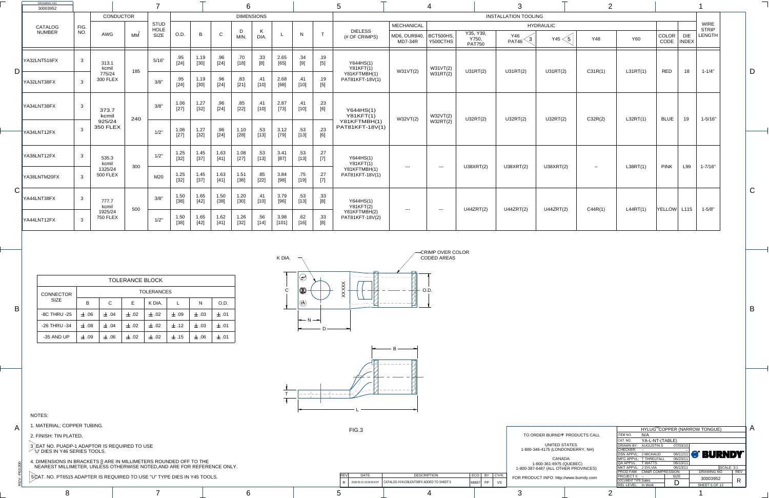| CATALOG NUMBER | FIG. NO. | CONDUCTOR AWG | CONDUCTOR MM² | STUD HOLE SIZE | O.D. | B | C | D MIN. | K DIA. | L | N | T | DIELESS (# OF CRIMPS) | MECHANICAL MD6, OUR840, MD7-34R | BCT500HS, Y500CTHS | Y35, Y39, Y750, PAT750 | Y46 / PAT46 (3) | Y45 (5) | Y48 | Y60 | COLOR CODE | DIE INDEX | WIRE STRIP LENGTH |
|---|---|---|---|---|---|---|---|---|---|---|---|---|---|---|---|---|---|---|---|---|---|---|---|
| YA32LNT516FX | 3 | 313.1 kcmil 775/24 300 FLEX | 185 | 5/16" | .95 [24] | 1.19 [30] | .96 [24] | .70 [18] | .33 [8] | 2.65 [65] | .34 [9] | .19 [5] | Y644HS(1) Y81KFT(1) Y81KFTMBH(1) PAT81KFT-18V(1) | W31VT(2) | W31VT(2) W31RT(2) | U31RT(2) | U31RT(2) | U31RT(2) | C31R(1) | L31RT(1) | RED | 18 | 1-1/4" |
| YA32LNT38FX | 3 | | | 3/8" | .95 [24] | 1.19 [30] | .96 [24] | .83 [21] | .41 [10] | 2.68 [68] | .41 [10] | .19 [5] | | | | | | | | | | | |
| YA34LNT38FX | 3 | 373.7 kcmil 925/24 350 FLEX | 240 | 3/8" | 1.06 [27] | 1.27 [32] | .96 [24] | .85 [22] | .41 [10] | 2.87 [73] | .41 [10] | .23 [6] | Y644HS(1) Y81KFT(1) Y81KFTMBH(1) PAT81KFT-18V(1) | W32VT(2) | W32VT(2) W32RT(2) | U32RT(2) | U32RT(2) | U32RT(2) | C32R(2) | L32RT(1) | BLUE | 19 | 1-5/16" |
| YA34LNT12FX | 3 | | | 1/2" | 1.06 [27] | 1.27 [32] | .96 [24] | 1.10 [28] | .53 [13] | 3.12 [79] | .53 [13] | .23 [6] | | | | | | | | | | | |
| YA38LNT12FX | 3 | 535.3 kcmil 1325/24 500 FLEX | 300 | 1/2" | 1.25 [32] | 1.45 [37] | 1.63 [41] | 1.08 [27] | .53 [13] | 3.41 [87] | .53 [13] | .27 [7] | Y644HS(1) Y81KFT(1) Y81KFTMBH(1) PAT81KFT-18V(1) | --- | --- | U38XRT(2) | U38XRT(2) | U38XRT(2) | -- | L38RT(1) | PINK | L99 | 1-7/16" |
| YA38LNTM20FX | 3 | | | M20 | 1.25 [32] | 1.45 [37] | 1.63 [41] | 1.51 [38] | .85 [22] | 3.84 [98] | .75 [19] | .27 [7] | | | | | | | | | | | |
| YA44LNT38FX | 3 | 777.7 kcmil 1925/24 750 FLEX | 500 | 3/8" | 1.50 [38] | 1.65 [42] | 1.50 [38] | 1.20 [30] | .41 [10] | 3.79 [96] | .53 [13] | .33 [8] | Y644HS(1) Y81KFT(2) Y81KFTMBH(2) PAT81KFT-18V(2) | --- | --- | U44ZRT(2) | U44ZRT(2) | U44ZRT(2) | C44R(1) | L44RT(1) | YELLOW | L115 | 1-5/8" |
| YA44LNT12FX | 3 | | | 1/2" | 1.50 [38] | 1.65 [42] | 1.62 [41] | 1.26 [32] | .56 [14] | 3.98 [101] | .62 [16] | .33 [8] | | | | | | | | | | | |

| CONNECTOR SIZE | B | C | E | K DIA. | L | N | O.D. |
|---|---|---|---|---|---|---|---|
| -8C THRU -25 | ±.06 | ±.04 | ±.02 | ±.02 | ±.09 | ±.03 | ±.01 |
| -26 THRU -34 | ±.08 | ±.04 | ±.02 | ±.02 | ±.12 | ±.03 | ±.01 |
| -35 AND UP | ±.09 | ±.06 | ±.02 | ±.02 | ±.15 | ±.06 | ±.01 |

K DIA. C N D XXXXX CRIMP OVER COLOR CODED AREAS O.D. B T L

FIG.3

NOTES:

1. MATERIAL: COPPER TUBING.
2. FINISH: TIN PLATED.
3. CAT NO. PUADP-1 ADAPTOR IS REQUIRED TO USE 'U' DIES IN Y46 SERIES TOOLS.
4. DIMENSIONS IN BRACKETS [] ARE IN MILLIMETERS ROUNDED OFF TO THE NEAREST MILLIMETER, UNLESS OTHERWISE NOTED,AND ARE FOR REFERENCE ONLY.
5. CAT. NO. PT6515 ADAPTER IS REQUIRED TO USE "U" TYPE DIES IN Y45 TOOLS.

| REV | DATE | DESCRIPTION | ECO | BY | CH'K |
|---|---|---|---|---|---|
| R | 2018-03-12 23:09:00 EST | CATALOG #YAV28LENT38FX ADDED TO SHEET 5 | 48687 | PP | VS |

TO ORDER BURNDY® PRODUCTS CALL

UNITED STATES
1-800-346-4175 (LONDONDERRY, NH)

CANADA:
1-800-361-6975 (QUEBEC)
1-800-387-6487 (ALL OTHER PROVINCES)

FOR PRODUCT INFO: http://www.burndy.com

HYLUG™ COPPER (NARROW TONGUE)

ITEM NO: N/A
CAT. NO: YA-L-NT-(TABLE)
DRAWN BY: AUGUSTIN.S 07/03/10
CHECKER: --
DSN APPVL: J MICHAUD 06/11/11
MFG APPVL: T THRELFALL 06/23/11
QA APPVL: T WATTS 06/13/11
MKT APPVL: J SYLVIA 06/13/11
PROD FAM: CM&R COMPRESSION
PROJECT #: --
DOCUMENT TYPE: Sales
REL LEVEL: In Work

BURNDY

SCALE: 3:1
SIZE: D
DRAWING NO: 30003952
REV: R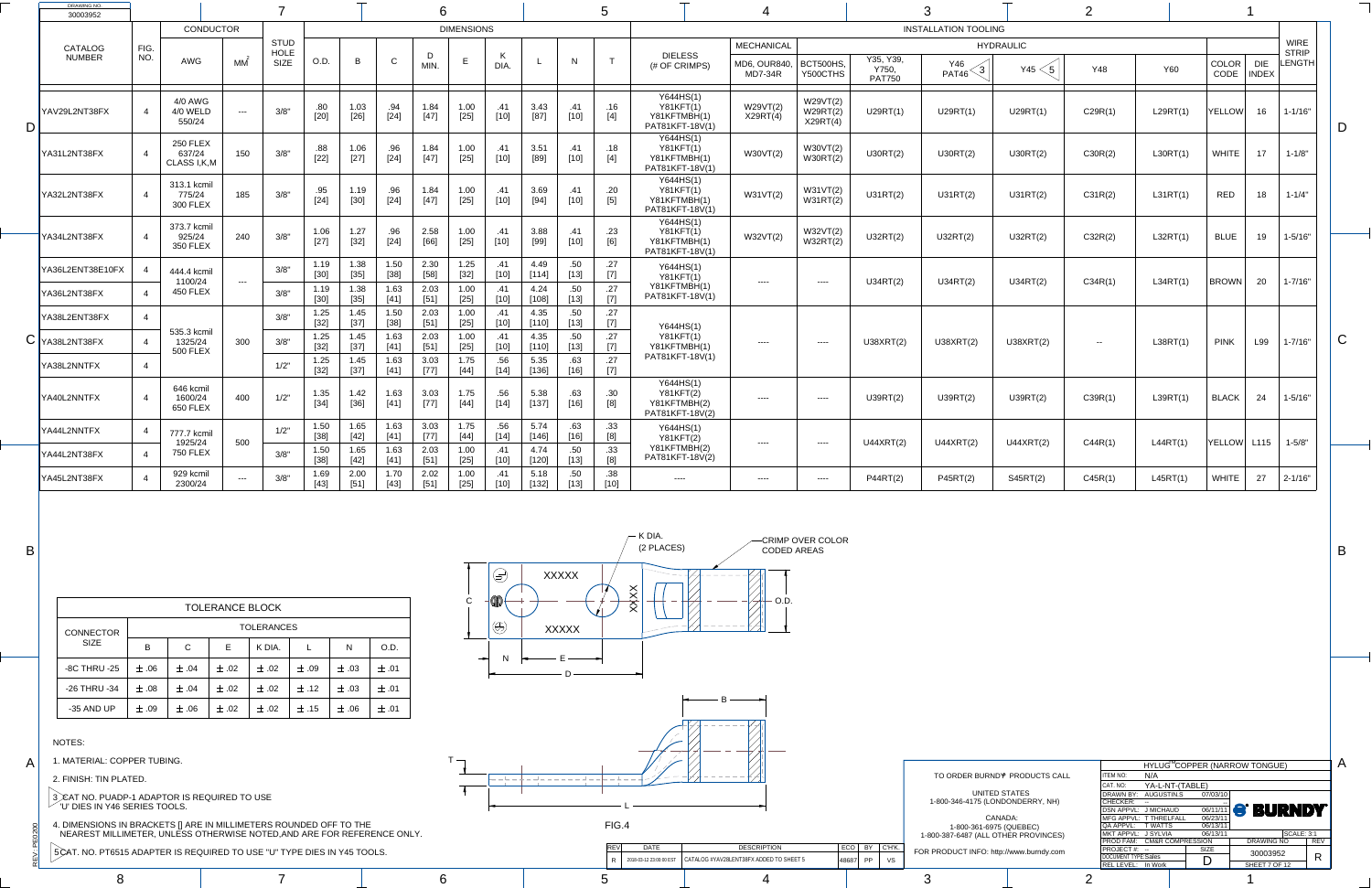| CATALOG NUMBER | FIG. NO. | CONDUCTOR AWG | CONDUCTOR MM² | STUD HOLE SIZE | O.D. | B | C | D MIN. | E | K DIA. | L | N | T | DIELESS (# OF CRIMPS) | MECHANICAL MD6, OUR840, MD7-34R | BCT500HS, Y500CTHS | Y35, Y39, Y750, PAT750 | Y46 PAT46 (3) | Y45 (5) | Y48 | Y60 | COLOR CODE | DIE INDEX | WIRE STRIP LENGTH |
|---|---|---|---|---|---|---|---|---|---|---|---|---|---|---|---|---|---|---|---|---|---|---|---|---|
| YAV29L2NT38FX | 4 | 4/0 AWG 4/0 WELD 550/24 | --- | 3/8" | .80 [20] | 1.03 [26] | .94 [24] | 1.84 [47] | 1.00 [25] | .41 [10] | 3.43 [87] | .41 [10] | .16 [4] | Y644HS(1) Y81KFT(1) Y81KFTMBH(1) PAT81KFT-18V(1) | W29VT(2) X29RT(4) | W29VT(2) W29RT(2) X29RT(4) | U29RT(1) | U29RT(1) | U29RT(1) | C29R(1) | L29RT(1) | YELLOW | 16 | 1-1/16" |
| YA31L2NT38FX | 4 | 250 FLEX 637/24 CLASS I,K,M | 150 | 3/8" | .88 [22] | 1.06 [27] | .96 [24] | 1.84 [47] | 1.00 [25] | .41 [10] | 3.51 [89] | .41 [10] | .18 [4] | Y644HS(1) Y81KFT(1) Y81KFTMBH(1) PAT81KFT-18V(1) | W30VT(2) | W30VT(2) W30RT(2) | U30RT(2) | U30RT(2) | U30RT(2) | C30R(2) | L30RT(1) | WHITE | 17 | 1-1/8" |
| YA32L2NT38FX | 4 | 313.1 kcmil 775/24 300 FLEX | 185 | 3/8" | .95 [24] | 1.19 [30] | .96 [24] | 1.84 [47] | 1.00 [25] | .41 [10] | 3.69 [94] | .41 [10] | .20 [5] | Y644HS(1) Y81KFT(1) Y81KFTMBH(1) PAT81KFT-18V(1) | W31VT(2) | W31VT(2) W31RT(2) | U31RT(2) | U31RT(2) | U31RT(2) | C31R(2) | L31RT(1) | RED | 18 | 1-1/4" |
| YA34L2NT38FX | 4 | 373.7 kcmil 925/24 350 FLEX | 240 | 3/8" | 1.06 [27] | 1.27 [32] | .96 [24] | 2.58 [66] | 1.00 [25] | .41 [10] | 3.88 [99] | .41 [10] | .23 [6] | Y644HS(1) Y81KFT(1) Y81KFTMBH(1) PAT81KFT-18V(1) | W32VT(2) | W32VT(2) W32RT(2) | U32RT(2) | U32RT(2) | U32RT(2) | C32R(2) | L32RT(1) | BLUE | 19 | 1-5/16" |
| YA36L2ENT38E10FX | 4 | 444.4 kcmil 1100/24 450 FLEX | --- | 3/8" | 1.19 [30] | 1.38 [35] | 1.50 [38] | 2.30 [58] | 1.25 [32] | .41 [10] | 4.49 [114] | .50 [13] | .27 [7] | Y644HS(1) Y81KFT(1) Y81KFTMBH(1) PAT81KFT-18V(1) | ---- | ---- | U34RT(2) | U34RT(2) | U34RT(2) | C34R(1) | L34RT(1) | BROWN | 20 | 1-7/16" |
| YA36L2NT38FX | 4 | | | 3/8" | 1.19 [30] | 1.38 [35] | 1.63 [41] | 2.03 [51] | 1.00 [25] | .41 [10] | 4.24 [108] | .50 [13] | .27 [7] | | | | | | | | | | | |
| YA38L2ENT38FX | 4 | 535.3 kcmil 1325/24 500 FLEX | 300 | 3/8" | 1.25 [32] | 1.45 [37] | 1.50 [38] | 2.03 [51] | 1.00 [25] | .41 [10] | 4.35 [110] | .50 [13] | .27 [7] | Y644HS(1) Y81KFT(1) Y81KFTMBH(1) PAT81KFT-18V(1) | ---- | ---- | U38XRT(2) | U38XRT(2) | U38XRT(2) | -- | L38RT(1) | PINK | L99 | 1-7/16" |
| YA38L2NT38FX | 4 | | | 3/8" | 1.25 [32] | 1.45 [37] | 1.63 [41] | 2.03 [51] | 1.00 [25] | .41 [10] | 4.35 [110] | .50 [13] | .27 [7] | | | | | | | | | | | |
| YA38L2NNTFX | 4 | | | 1/2" | 1.25 [32] | 1.45 [37] | 1.63 [41] | 3.03 [77] | 1.75 [44] | .56 [14] | 5.35 [136] | .63 [16] | .27 [7] | | | | | | | | | | | |
| YA40L2NNTFX | 4 | 646 kcmil 1600/24 650 FLEX | 400 | 1/2" | 1.35 [34] | 1.42 [36] | 1.63 [41] | 3.03 [77] | 1.75 [44] | .56 [14] | 5.38 [137] | .63 [16] | .30 [8] | Y644HS(1) Y81KFT(2) Y81KFTMBH(2) PAT81KFT-18V(2) | ---- | ---- | U39RT(2) | U39RT(2) | U39RT(2) | C39R(1) | L39RT(1) | BLACK | 24 | 1-5/16" |
| YA44L2NNTFX | 4 | 777.7 kcmil 1925/24 750 FLEX | 500 | 1/2" | 1.50 [38] | 1.65 [42] | 1.63 [41] | 3.03 [77] | 1.75 [44] | .56 [14] | 5.74 [146] | .63 [16] | .33 [8] | Y644HS(1) Y81KFT(2) Y81KFTMBH(2) PAT81KFT-18V(2) | ---- | ---- | U44XRT(2) | U44XRT(2) | U44XRT(2) | C44R(1) | L44RT(1) | YELLOW | L115 | 1-5/8" |
| YA44L2NT38FX | 4 | | | 3/8" | 1.50 [38] | 1.65 [42] | 1.63 [41] | 2.03 [51] | 1.00 [25] | .41 [10] | 4.74 [120] | .50 [13] | .33 [8] | | | | | | | | | | | |
| YA45L2NT38FX | 4 | 929 kcmil 2300/24 | --- | 3/8" | 1.69 [43] | 2.00 [51] | 1.70 [43] | 2.02 [51] | 1.00 [25] | .41 [10] | 5.18 [132] | .50 [13] | .38 [10] | ---- | ---- | ---- | P44RT(2) | P45RT(2) | S45RT(2) | C45R(1) | L45RT(1) | WHITE | 27 | 2-1/16" |

| TOLERANCE BLOCK | | | | | | | |
|---|---|---|---|---|---|---|---|
| CONNECTOR SIZE | B | C | E | K DIA. | L | N | O.D. |
| -8C THRU -25 | ±.06 | ±.04 | ±.02 | ±.02 | ±.09 | ±.03 | ±.01 |
| -26 THRU -34 | ±.08 | ±.04 | ±.02 | ±.02 | ±.12 | ±.03 | ±.01 |
| -35 AND UP | ±.09 | ±.06 | ±.02 | ±.02 | ±.15 | ±.06 | ±.01 |

K DIA. (2 PLACES)

CRIMP OVER COLOR CODED AREAS

FIG.4

NOTES:

1. MATERIAL: COPPER TUBING.
2. FINISH: TIN PLATED.
3. CAT NO. PUADP-1 ADAPTOR IS REQUIRED TO USE 'U' DIES IN Y46 SERIES TOOLS.
4. DIMENSIONS IN BRACKETS [] ARE IN MILLIMETERS ROUNDED OFF TO THE NEAREST MILLIMETER, UNLESS OTHERWISE NOTED,AND ARE FOR REFERENCE ONLY.
5. CAT. NO. PT6515 ADAPTER IS REQUIRED TO USE "U" TYPE DIES IN Y45 TOOLS.

| REV | DATE | DESCRIPTION | ECO | BY | CH'K. |
|---|---|---|---|---|---|
| R | 2018-03-12 23:00:00 EST | CATALOG #YAV28LENT38FX ADDED TO SHEET 5 | 48687 | PP | VS |

TO ORDER BURNDY® PRODUCTS CALL

UNITED STATES
1-800-346-4175 (LONDONDERRY, NH)

CANADA:
1-800-361-6975 (QUEBEC)
1-800-387-6487 (ALL OTHER PROVINCES)

FOR PRODUCT INFO: http://www.burndy.com

HYLUG™ COPPER (NARROW TONGUE)

ITEM NO: N/A
CAT. NO: YA-L-NT-(TABLE)
DRAWN BY: AUGUSTIN.S 07/03/10
CHECKER: --
DSN APPVL: J MICHAUD 06/11/11
MFG APPVL: T THRELFALL 06/23/11
QA APPVL: T WATTS 06/13/11
MKT APPVL: J SYLVIA 06/13/11
PROD FAM: CM&R COMPRESSION
PROJECT #: --
DOCUMENT TYPE: Sales
REL LEVEL: In Work
SIZE: D
SCALE: 3:1
DRAWING NO: 30003952
REV: R
SHEET 7 OF 12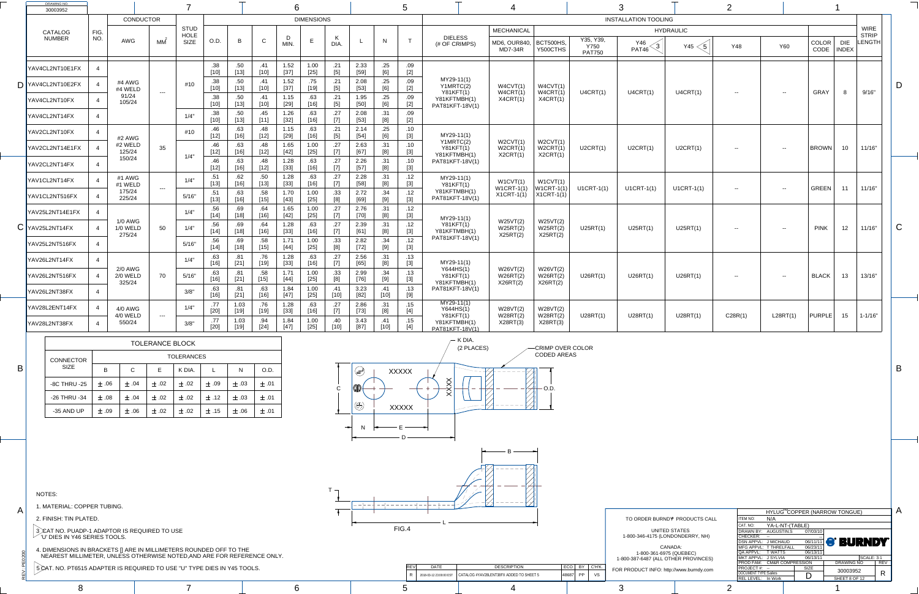DRAWING NO. 30003952

| CATALOG NUMBER | FIG. NO. | CONDUCTOR AWG | CONDUCTOR MM² | STUD HOLE SIZE | O.D. | B | C | D MIN. | E | K DIA. | L | N | T | DIELESS (# OF CRIMPS) | MECHANICAL MD6, OUR840, MD7-34R | BCT500HS, Y500CTHS | HYDRAULIC Y35, Y39, Y750 PAT750 | Y46 PAT46 (3) | Y45 (5) | Y48 | Y60 | COLOR CODE | DIE INDEX | WIRE STRIP LENGTH |
|---|---|---|---|---|---|---|---|---|---|---|---|---|---|---|---|---|---|---|---|---|---|---|---|---|
| YAV4CL2NT10E1FX | 4 | #4 AWG #4 WELD 91/24 105/24 | --- | #10 | .38 [10] | .50 [13] | .41 [10] | 1.52 [37] | 1.00 [25] | .21 [5] | 2.33 [59] | .25 [6] | .09 [2] | MY29-11(1) Y1MRTC(2) Y81KFT(1) Y81KFTMBH(1) PAT81KFT-18V(1) | W4CVT(1) W4CRT(1) X4CRT(1) | W4CVT(1) W4CRT(1) X4CRT(1) | U4CRT(1) | U4CRT(1) | U4CRT(1) | -- | -- | GRAY | 8 | 9/16" |
| YAV4CL2NT10E2FX | 4 | | | #10 | .38 [10] | .50 [13] | .41 [10] | 1.52 [37] | .75 [19] | .21 [5] | 2.08 [53] | .25 [6] | .09 [2] | | | | | | | | | | | |
| YAV4CL2NT10FX | 4 | | | #10 | .38 [10] | .50 [13] | .41 [10] | 1.15 [29] | .63 [16] | .21 [5] | 1.95 [50] | .25 [6] | .09 [2] | | | | | | | | | | | |
| YAV4CL2NT14FX | 4 | | | 1/4" | .38 [10] | .50 [13] | .45 [11] | 1.26 [32] | .63 [16] | .27 [7] | 2.08 [53] | .31 [8] | .09 [2] | | | | | | | | | | | |
| YAV2CL2NT10FX | 4 | #2 AWG #2 WELD 125/24 150/24 | 35 | #10 | .46 [12] | .63 [16] | .48 [12] | 1.15 [29] | .63 [16] | .21 [5] | 2.14 [54] | .25 [6] | .10 [3] | MY29-11(1) Y1MRTC(2) Y81KFT(1) Y81KFTMBH(1) PAT81KFT-18V(1) | W2CVT(1) W2CRT(1) X2CRT(1) | W2CVT(1) W2CRT(1) X2CRT(1) | U2CRT(1) | U2CRT(1) | U2CRT(1) | -- | -- | BROWN | 10 | 11/16" |
| YAV2CL2NT14E1FX | 4 | | | 1/4" | .46 [12] | .63 [16] | .48 [12] | 1.65 [42] | 1.00 [25] | .27 [7] | 2.63 [67] | .31 [8] | .10 [3] | | | | | | | | | | | |
| YAV2CL2NT14FX | 4 | | | 1/4" | .46 [12] | .63 [16] | .48 [12] | 1.28 [33] | .63 [16] | .27 [7] | 2.26 [57] | .31 [8] | .10 [3] | | | | | | | | | | | |
| YAV1CL2NT14FX | 4 | #1 AWG #1 WELD 175/24 225/24 | --- | 1/4" | .51 [13] | .62 [16] | .50 [13] | 1.28 [33] | .63 [16] | .27 [7] | 2.28 [58] | .31 [8] | .12 [3] | MY29-11(1) Y81KFT(1) Y81KFTMBH(1) PAT81KFT-18V(1) | W1CVT(1) W1CRT-1(1) X1CRT-1(1) | W1CVT(1) W1CRT-1(1) X1CRT-1(1) | U1CRT-1(1) | U1CRT-1(1) | U1CRT-1(1) | -- | -- | GREEN | 11 | 11/16" |
| YAV1CL2NT516FX | 4 | | | 5/16" | .51 [13] | .63 [16] | .58 [15] | 1.70 [43] | 1.00 [25] | .33 [8] | 2.72 [69] | .34 [9] | .12 [3] | | | | | | | | | | | |
| YAV25L2NT14E1FX | 4 | 1/0 AWG 1/0 WELD 275/24 | 50 | 1/4" | .56 [14] | .69 [18] | .64 [16] | 1.65 [42] | 1.00 [25] | .27 [7] | 2.76 [70] | .31 [8] | .12 [3] | MY29-11(1) Y81KFT(1) Y81KFTMBH(1) PAT81KFT-18V(1) | W25VT(2) W25RT(2) X25RT(2) | W25VT(2) W25RT(2) X25RT(2) | U25RT(1) | U25RT(1) | U25RT(1) | -- | -- | PINK | 12 | 11/16" |
| YAV25L2NT14FX | 4 | | | 1/4" | .56 [14] | .69 [18] | .64 [16] | 1.28 [33] | .63 [16] | .27 [7] | 2.39 [61] | .31 [8] | .12 [3] | | | | | | | | | | | |
| YAV25L2NT516FX | 4 | | | 5/16" | .56 [14] | .69 [18] | .58 [15] | 1.71 [44] | 1.00 [25] | .33 [8] | 2.82 [72] | .34 [9] | .12 [3] | | | | | | | | | | | |
| YAV26L2NT14FX | 4 | 2/0 AWG 2/0 WELD 325/24 | 70 | 1/4" | .63 [16] | .81 [21] | .76 [19] | 1.28 [33] | .63 [16] | .27 [7] | 2.56 [65] | .31 [8] | .13 [3] | MY29-11(1) Y644HS(1) Y81KFT(1) Y81KFTMBH(1) PAT81KFT-18V(1) | W26VT(2) W26RT(2) X26RT(2) | W26VT(2) W26RT(2) X26RT(2) | U26RT(1) | U26RT(1) | U26RT(1) | -- | -- | BLACK | 13 | 13/16" |
| YAV26L2NT516FX | 4 | | | 5/16" | .63 [16] | .81 [21] | .58 [15] | 1.71 [44] | 1.00 [25] | .33 [8] | 2.99 [76] | .34 [9] | .13 [3] | | | | | | | | | | | |
| YAV26L2NT38FX | 4 | | | 3/8" | .63 [16] | .81 [21] | .63 [16] | 1.84 [47] | 1.00 [25] | .41 [10] | 3.23 [82] | .41 [10] | .13 [9] | | | | | | | | | | | |
| YAV28L2ENT14FX | 4 | 4/0 AWG 4/0 WELD 550/24 | --- | 1/4" | .77 [20] | 1.03 [19] | .76 [19] | 1.28 [33] | .63 [16] | .27 [7] | 2.86 [73] | .31 [8] | .15 [4] | MY29-11(1) Y644HS(1) Y81KFT(1) Y81KFTMBH(1) PAT81KFT-18V(1) | W28VT(2) W28RT(2) X28RT(3) | W28VT(2) W28RT(2) X28RT(3) | U28RT(1) | U28RT(1) | U28RT(1) | C28R(1) | L28RT(1) | PURPLE | 15 | 1-1/16" |
| YAV28L2NT38FX | 4 | | | 3/8" | .77 [20] | 1.03 [19] | .94 [24] | 1.84 [47] | 1.00 [25] | .40 [10] | 3.43 [87] | .41 [10] | .15 [4] | | | | | | | | | | | |

**TOLERANCE BLOCK**

| CONNECTOR SIZE | B | C | E | K DIA. | L | N | O.D. |
|---|---|---|---|---|---|---|---|
| -8C THRU -25 | ±.06 | ±.04 | ±.02 | ±.02 | ±.09 | ±.03 | ±.01 |
| -26 THRU -34 | ±.08 | ±.04 | ±.02 | ±.02 | ±.12 | ±.03 | ±.01 |
| -35 AND UP | ±.09 | ±.06 | ±.02 | ±.02 | ±.15 | ±.06 | ±.01 |

K DIA. (2 PLACES)

CRIMP OVER COLOR CODED AREAS

FIG.4

NOTES:

1. MATERIAL: COPPER TUBING.
2. FINISH: TIN PLATED.
3. CAT NO. PUADP-1 ADAPTOR IS REQUIRED TO USE 'U' DIES IN Y46 SERIES TOOLS.
4. DIMENSIONS IN BRACKETS [] ARE IN MILLIMETERS ROUNDED OFF TO THE NEAREST MILLIMETER, UNLESS OTHERWISE NOTED,AND ARE FOR REFERENCE ONLY.
5. CAT. NO. PT6515 ADAPTER IS REQUIRED TO USE "U" TYPE DIES IN Y45 TOOLS.

| REV | DATE | DESCRIPTION | ECO | BY | CH'K |
|---|---|---|---|---|---|
| R | 2018-03-12 23:00:00 EST | CATALOG #YAV28LENT38FX ADDED TO SHEET 5 | 48687 | PP | VS |

TO ORDER BURNDY® PRODUCTS CALL

UNITED STATES
1-800-346-4175 (LONDONDERRY, NH)

CANADA:
1-800-361-6975 (QUEBEC)
1-800-387-6487 (ALL OTHER PROVINCES)

FOR PRODUCT INFO: http://www.burndy.com

HYLUG™ COPPER (NARROW TONGUE)

ITEM NO: N/A
CAT. NO: YA-L-NT-(TABLE)
DRAWN BY: AUGUSTIN.S 07/03/10
CHECKER: --
DSN APPVL: J MICHAUD 06/11/11
MFG APPVL: T THRELFALL 06/23/11
QA APPVL: T WATTS 06/13/11
MKT APPVL: J SYLVIA 06/13/11
PROD FAM: CM&R COMPRESSION
PROJECT #: --
DOCUMENT TYPE: Sales
REL LEVEL: In Work
SIZE: D
SCALE: 3:1
DRAWING NO: 30003952
REV: R
SHEET 8 OF 12

BURNDY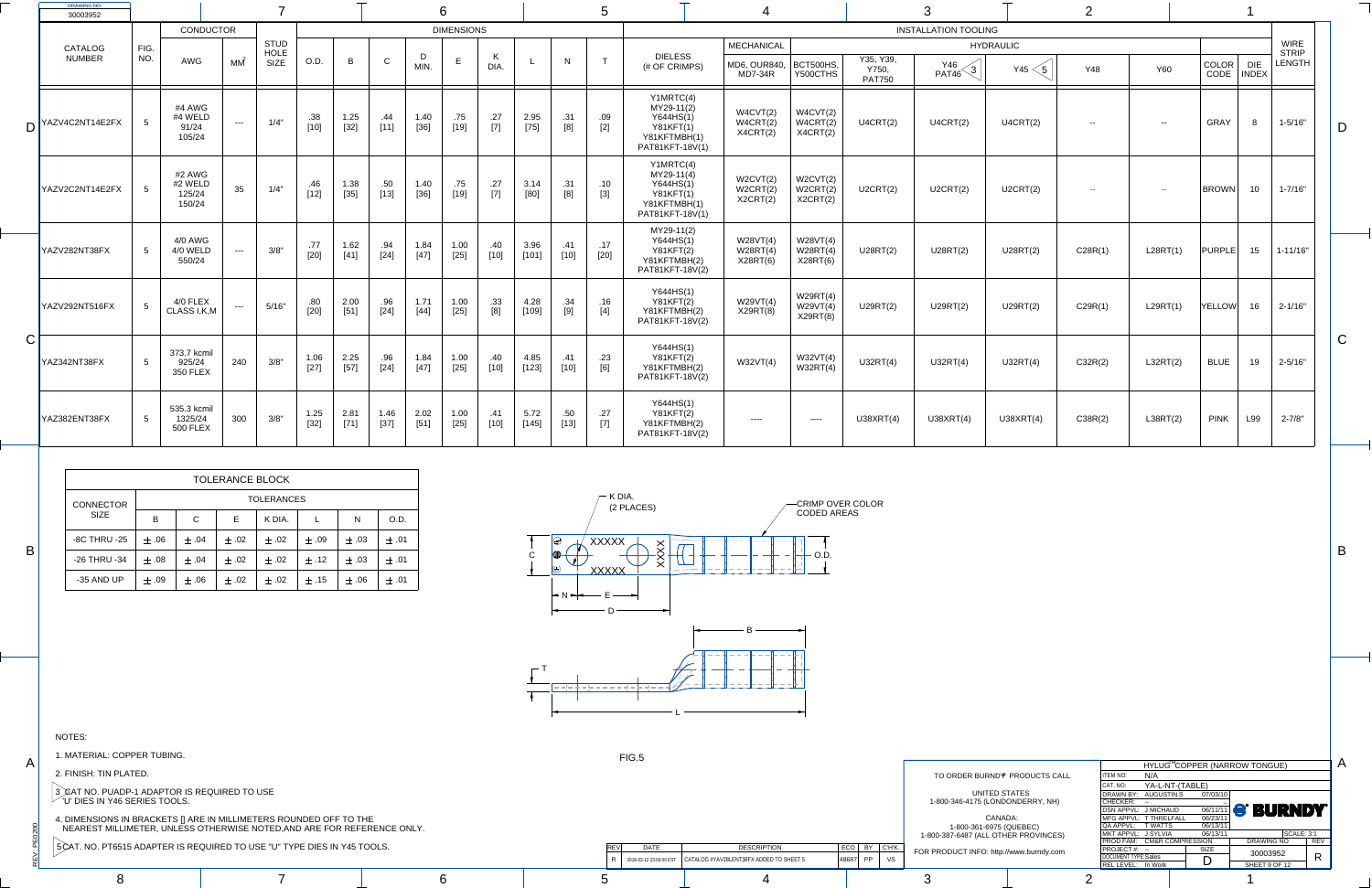DRAWING NO. 30003952

| CATALOG NUMBER | FIG. NO. | CONDUCTOR AWG | CONDUCTOR MM² | STUD HOLE SIZE | O.D. | B | C | D MIN. | E | K DIA. | L | N | T | DIELESS (# OF CRIMPS) | MECHANICAL MD6, OUR840, MD7-34R | HYDRAULIC BCT500HS, Y500CTHS | Y35, Y39, Y750, PAT750 | Y46 PAT46 (3) | Y45 (5) | Y48 | Y60 | COLOR CODE | DIE INDEX | WIRE STRIP LENGTH |
|---|---|---|---|---|---|---|---|---|---|---|---|---|---|---|---|---|---|---|---|---|---|---|---|---|
| YAZV4C2NT14E2FX | 5 | #4 AWG #4 WELD 91/24 105/24 | --- | 1/4" | .38 [10] | 1.25 [32] | .44 [11] | 1.40 [36] | .75 [19] | .27 [7] | 2.95 [75] | .31 [8] | .09 [2] | Y1MRTC(4) MY29-11(2) Y644HS(1) Y81KFT(1) Y81KFTMBH(1) PAT81KFT-18V(1) | W4CVT(2) W4CRT(2) X4CRT(2) | W4CVT(2) W4CRT(2) X4CRT(2) | U4CRT(2) | U4CRT(2) | U4CRT(2) | -- | -- | GRAY | 8 | 1-5/16" |
| YAZV2C2NT14E2FX | 5 | #2 AWG #2 WELD 125/24 150/24 | 35 | 1/4" | .46 [12] | 1.38 [35] | .50 [13] | 1.40 [36] | .75 [19] | .27 [7] | 3.14 [80] | .31 [8] | .10 [3] | Y1MRTC(4) MY29-11(4) Y644HS(1) Y81KFT(1) Y81KFTMBH(1) PAT81KFT-18V(1) | W2CVT(2) W2CRT(2) X2CRT(2) | W2CVT(2) W2CRT(2) X2CRT(2) | U2CRT(2) | U2CRT(2) | U2CRT(2) | -- | -- | BROWN | 10 | 1-7/16" |
| YAZV282NT38FX | 5 | 4/0 AWG 4/0 WELD 550/24 | --- | 3/8" | .77 [20] | 1.62 [41] | .94 [24] | 1.84 [47] | 1.00 [25] | .40 [10] | 3.96 [101] | .41 [10] | .17 [20] | MY29-11(2) Y644HS(1) Y81KFT(2) Y81KFTMBH(2) PAT81KFT-18V(2) | W28VT(4) W28RT(4) X28RT(6) | W28VT(4) W28RT(4) X28RT(6) | U28RT(2) | U28RT(2) | U28RT(2) | C28R(1) | L28RT(1) | PURPLE | 15 | 1-11/16" |
| YAZV292NT516FX | 5 | 4/0 FLEX CLASS I,K,M | --- | 5/16" | .80 [20] | 2.00 [51] | .96 [24] | 1.71 [44] | 1.00 [25] | .33 [8] | 4.28 [109] | .34 [9] | .16 [4] | Y644HS(1) Y81KFT(2) Y81KFTMBH(2) PAT81KFT-18V(2) | W29VT(4) X29RT(8) | W29RT(4) W29VT(4) X29RT(8) | U29RT(2) | U29RT(2) | U29RT(2) | C29R(1) | L29RT(1) | YELLOW | 16 | 2-1/16" |
| YAZ342NT38FX | 5 | 373.7 kcmil 925/24 350 FLEX | 240 | 3/8" | 1.06 [27] | 2.25 [57] | .96 [24] | 1.84 [47] | 1.00 [25] | .40 [10] | 4.85 [123] | .41 [10] | .23 [6] | Y644HS(1) Y81KFT(2) Y81KFTMBH(2) PAT81KFT-18V(2) | W32VT(4) | W32VT(4) W32RT(4) | U32RT(4) | U32RT(4) | U32RT(4) | C32R(2) | L32RT(2) | BLUE | 19 | 2-5/16" |
| YAZ382ENT38FX | 5 | 535.3 kcmil 1325/24 500 FLEX | 300 | 3/8" | 1.25 [32] | 2.81 [71] | 1.46 [37] | 2.02 [51] | 1.00 [25] | .41 [10] | 5.72 [145] | .50 [13] | .27 [7] | Y644HS(1) Y81KFT(2) Y81KFTMBH(2) PAT81KFT-18V(2) | ---- | ---- | U38XRT(4) | U38XRT(4) | U38XRT(4) | C38R(2) | L38RT(2) | PINK | L99 | 2-7/8" |

TOLERANCE BLOCK

| CONNECTOR SIZE | B | C | E | K DIA. | L | N | O.D. |
|---|---|---|---|---|---|---|---|
| -8C THRU -25 | ± .06 | ± .04 | ± .02 | ± .02 | ± .09 | ± .03 | ± .01 |
| -26 THRU -34 | ± .08 | ± .04 | ± .02 | ± .02 | ± .12 | ± .03 | ± .01 |
| -35 AND UP | ± .09 | ± .06 | ± .02 | ± .02 | ± .15 | ± .06 | ± .01 |

K DIA. (2 PLACES)

CRIMP OVER COLOR CODED AREAS

FIG.5

NOTES:

1. MATERIAL: COPPER TUBING.
2. FINISH: TIN PLATED.
3. CAT NO. PUADP-1 ADAPTOR IS REQUIRED TO USE 'U' DIES IN Y46 SERIES TOOLS.
4. DIMENSIONS IN BRACKETS [] ARE IN MILLIMETERS ROUNDED OFF TO THE NEAREST MILLIMETER, UNLESS OTHERWISE NOTED,AND ARE FOR REFERENCE ONLY.
5. CAT. NO. PT6515 ADAPTER IS REQUIRED TO USE "U" TYPE DIES IN Y45 TOOLS.

| REV | DATE | DESCRIPTION | ECO | BY | CH'K. |
|---|---|---|---|---|---|
| R | 2018-03-12 23:00:00 EST | CATALOG #YAV28LENT38FX ADDED TO SHEET 5 | 48687 | PP | VS |

TO ORDER BURNDY® PRODUCTS CALL

UNITED STATES
1-800-346-4175 (LONDONDERRY, NH)

CANADA:
1-800-361-6975 (QUEBEC)
1-800-387-6487 (ALL OTHER PROVINCES)

FOR PRODUCT INFO: http://www.burndy.com

HYLUG™ COPPER (NARROW TONGUE)

ITEM NO: N/A
CAT. NO: YA-L-NT-(TABLE)
DRAWN BY: AUGUSTIN.S 07/03/10
CHECKER: --
DSN APPVL: J MICHAUD 06/11/11
MFG APPVL: T THRELFALL 06/23/11
QA APPVL: T WATTS 06/13/11
MKT APPVL: J SYLVIA 06/13/11
PROD FAM: CM&R COMPRESSION
PROJECT #: --
DOCUMENT TYPE: Sales
REL LEVEL: In Work

BURNDY

SCALE: 3:1
SIZE: D
DRAWING NO: 30003952
REV: R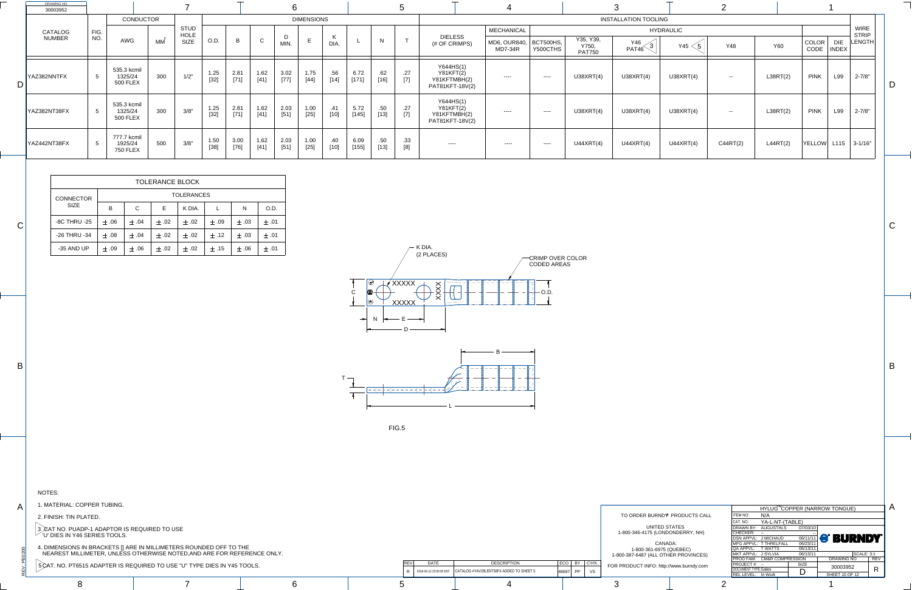| CATALOG NUMBER | FIG. NO. | CONDUCTOR AWG | CONDUCTOR MM² | STUD HOLE SIZE | O.D. | B | C | D MIN. | E | K DIA. | L | N | T | DIELESS (# OF CRIMPS) | MECHANICAL MD6, OUR840, MD7-34R | BCT500HS, Y500CTHS | Y35, Y39, Y750, PAT750 | Y46 PAT46 (3) | Y45 (5) | Y48 | Y60 | COLOR CODE | DIE INDEX | WIRE STRIP LENGTH |
|---|---|---|---|---|---|---|---|---|---|---|---|---|---|---|---|---|---|---|---|---|---|---|---|---|
| YAZ382NNTFX | 5 | 535.3 kcmil 1325/24 500 FLEX | 300 | 1/2" | 1.25 [32] | 2.81 [71] | 1.62 [41] | 3.02 [77] | 1.75 [44] | .56 [14] | 6.72 [171] | .62 [16] | .27 [7] | Y644HS(1) Y81KFT(2) Y81KFTMBH(2) PAT81KFT-18V(2) | ---- | ---- | U38XRT(4) | U38XRT(4) | U38XRT(4) | -- | L38RT(2) | PINK | L99 | 2-7/8" |
| YAZ382NT38FX | 5 | 535.3 kcmil 1325/24 500 FLEX | 300 | 3/8" | 1.25 [32] | 2.81 [71] | 1.62 [41] | 2.03 [51] | 1.00 [25] | .41 [10] | 5.72 [145] | .50 [13] | .27 [7] | Y644HS(1) Y81KFT(2) Y81KFTMBH(2) PAT81KFT-18V(2) | ---- | ---- | U38XRT(4) | U38XRT(4) | U38XRT(4) | -- | L38RT(2) | PINK | L99 | 2-7/8" |
| YAZ442NT38FX | 5 | 777.7 kcmil 1925/24 750 FLEX | 500 | 3/8" | 1.50 [38] | 3.00 [76] | 1.62 [41] | 2.03 [51] | 1.00 [25] | .40 [10] | 6.09 [155] | .50 [13] | .33 [8] | ---- | ---- | ---- | U44XRT(4) | U44XRT(4) | U44XRT(4) | C44RT(2) | L44RT(2) | YELLOW | L115 | 3-1/16" |

**TOLERANCE BLOCK**

| CONNECTOR SIZE | B | C | E | K DIA. | L | N | O.D. |
|---|---|---|---|---|---|---|---|
| -8C THRU -25 | ±.06 | ±.04 | ±.02 | ±.02 | ±.09 | ±.03 | ±.01 |
| -26 THRU -34 | ±.08 | ±.04 | ±.02 | ±.02 | ±.12 | ±.03 | ±.01 |
| -35 AND UP | ±.09 | ±.06 | ±.02 | ±.02 | ±.15 | ±.06 | ±.01 |

K DIA. (2 PLACES)

CRIMP OVER COLOR CODED AREAS

FIG.5

NOTES:

1. MATERIAL: COPPER TUBING.
2. FINISH: TIN PLATED.
3. CAT NO. PUADP-1 ADAPTOR IS REQUIRED TO USE "U" DIES IN Y46 SERIES TOOLS.
4. DIMENSIONS IN BRACKETS [] ARE IN MILLIMETERS ROUNDED OFF TO THE NEAREST MILLIMETER, UNLESS OTHERWISE NOTED,AND ARE FOR REFERENCE ONLY.
5. CAT. NO. PT6515 ADAPTER IS REQUIRED TO USE "U" TYPE DIES IN Y45 TOOLS.

| REV | DATE | DESCRIPTION | ECO | BY | CH'K. |
|---|---|---|---|---|---|
| R | 2018-03-12 23:00:00 EST | CATALOG #YAV28LENT38FX ADDED TO SHEET 5 | 48687 | PP | VS |

TO ORDER BURNDY® PRODUCTS CALL

UNITED STATES
1-800-346-4175 (LONDONDERRY, NH)

CANADA:
1-800-361-6975 (QUEBEC)
1-800-387-6487 (ALL OTHER PROVINCES)

FOR PRODUCT INFO: http://www.burndy.com

HYLUG™ COPPER (NARROW TONGUE)

ITEM NO: N/A
CAT. NO: YA-L-NT-(TABLE)
DRAWN BY: AUGUSTIN.S 07/03/10
CHECKER: --
DSN APPVL: J MICHAUD 06/11/11
MFG APPVL: T THRELFALL 06/23/11
QA APPVL: T WATTS 06/13/11
MKT APPVL: J SYLVIA 06/13/11
PROD FAM: CM&R COMPRESSION
PROJECT #: --
DOCUMENT TYPE: Sales
REL LEVEL: In Work

BURNDY

SIZE: D
DRAWING NO: 30003952
REV: R
SCALE: 3:1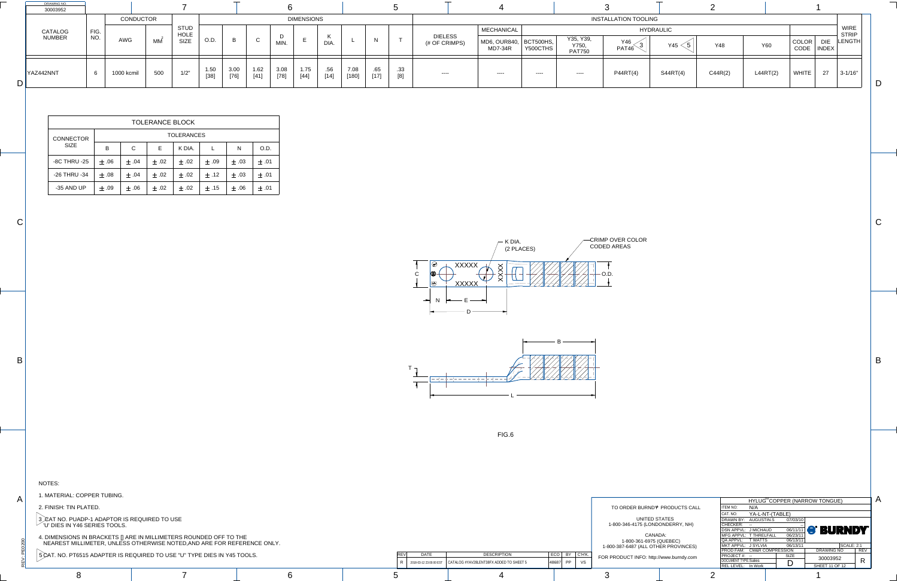DRAWING NO. 30003952

| CATALOG NUMBER | FIG. NO. | CONDUCTOR | | STUD HOLE SIZE | DIMENSIONS | | | | | | | | | INSTALLATION TOOLING | | | | | | | | | | | WIRE STRIP LENGTH |
|---|---|---|---|---|---|---|---|---|---|---|---|---|---|---|---|---|---|---|---|---|---|---|---|---|---|
| | | AWG | $MM^2$ | | O.D. | B | C | D MIN. | E | K DIA. | L | N | T | DIELESS (# OF CRIMPS) | MECHANICAL | HYDRAULIC | | | | | | | COLOR CODE | DIE INDEX | |
| | | | | | | | | | | | | | | | MD6, OUR840, MD7-34R | BCT500HS, Y500CTHS | Y35, Y39, Y750, PAT750 | Y46 PAT46 (3) | Y45 (5) | Y48 | Y60 | | | | |
| YAZ442NNT | 6 | 1000 kcmil | 500 | 1/2" | 1.50 [38] | 3.00 [76] | 1.62 [41] | 3.08 [78] | 1.75 [44] | .56 [14] | 7.08 [180] | .65 [17] | .33 [8] | ---- | ---- | ---- | ---- | P44RT(4) | S44RT(4) | C44R(2) | L44RT(2) | | WHITE | 27 | 3-1/16" |

| TOLERANCE BLOCK | | | | | | | |
|---|---|---|---|---|---|---|---|
| CONNECTOR SIZE | TOLERANCES | | | | | | |
| | B | C | E | K DIA. | L | N | O.D. |
| -8C THRU -25 | ± .06 | ± .04 | ± .02 | ± .02 | ± .09 | ± .03 | ± .01 |
| -26 THRU -34 | ± .08 | ± .04 | ± .02 | ± .02 | ± .12 | ± .03 | ± .01 |
| -35 AND UP | ± .09 | ± .06 | ± .02 | ± .02 | ± .15 | ± .06 | ± .01 |

K DIA. (2 PLACES)

CRIMP OVER COLOR CODED AREAS

FIG.6

NOTES:

1. MATERIAL: COPPER TUBING.
2. FINISH: TIN PLATED.
3. CAT NO. PUADP-1 ADAPTOR IS REQUIRED TO USE 'U' DIES IN Y46 SERIES TOOLS.
4. DIMENSIONS IN BRACKETS [] ARE IN MILLIMETERS ROUNDED OFF TO THE NEAREST MILLIMETER, UNLESS OTHERWISE NOTED,AND ARE FOR REFERENCE ONLY.
5. CAT. NO. PT6515 ADAPTER IS REQUIRED TO USE "U" TYPE DIES IN Y45 TOOLS.

| REV | DATE | DESCRIPTION | ECO | BY | CH'K. |
|---|---|---|---|---|---|
| R | 2016-03-12 23:00:00 EST | CATALOG #YAV28LENT38FX ADDED TO SHEET 5 | 48687 | PP | VS |

TO ORDER BURNDY® PRODUCTS CALL

UNITED STATES
1-800-346-4175 (LONDONDERRY, NH)

CANADA:
1-800-361-6975 (QUEBEC)
1-800-387-6487 (ALL OTHER PROVINCES)

FOR PRODUCT INFO: http://www.burndy.com

HYLUG™ COPPER (NARROW TONGUE)

ITEM NO: N/A
CAT. NO: YA-L-NT-(TABLE)
DRAWN BY: AUGUSTIN.S 07/03/10
CHECKER: --
DSN APPVL: J MICHAUD 06/11/11
MFG APPVL: T THRELFALL 06/23/11
QA APPVL: T WATTS 06/13/11
MKT APPVL: J SYLVIA 06/13/11
PROD FAM: CM&R COMPRESSION
PROJECT #: --
DOCUMENT TYPE: Sales
REL LEVEL: In Work

BURNDY

SIZE: D
DRAWING NO: 30003952
REV: R
SCALE: 2:1
SHEET 11 OF 12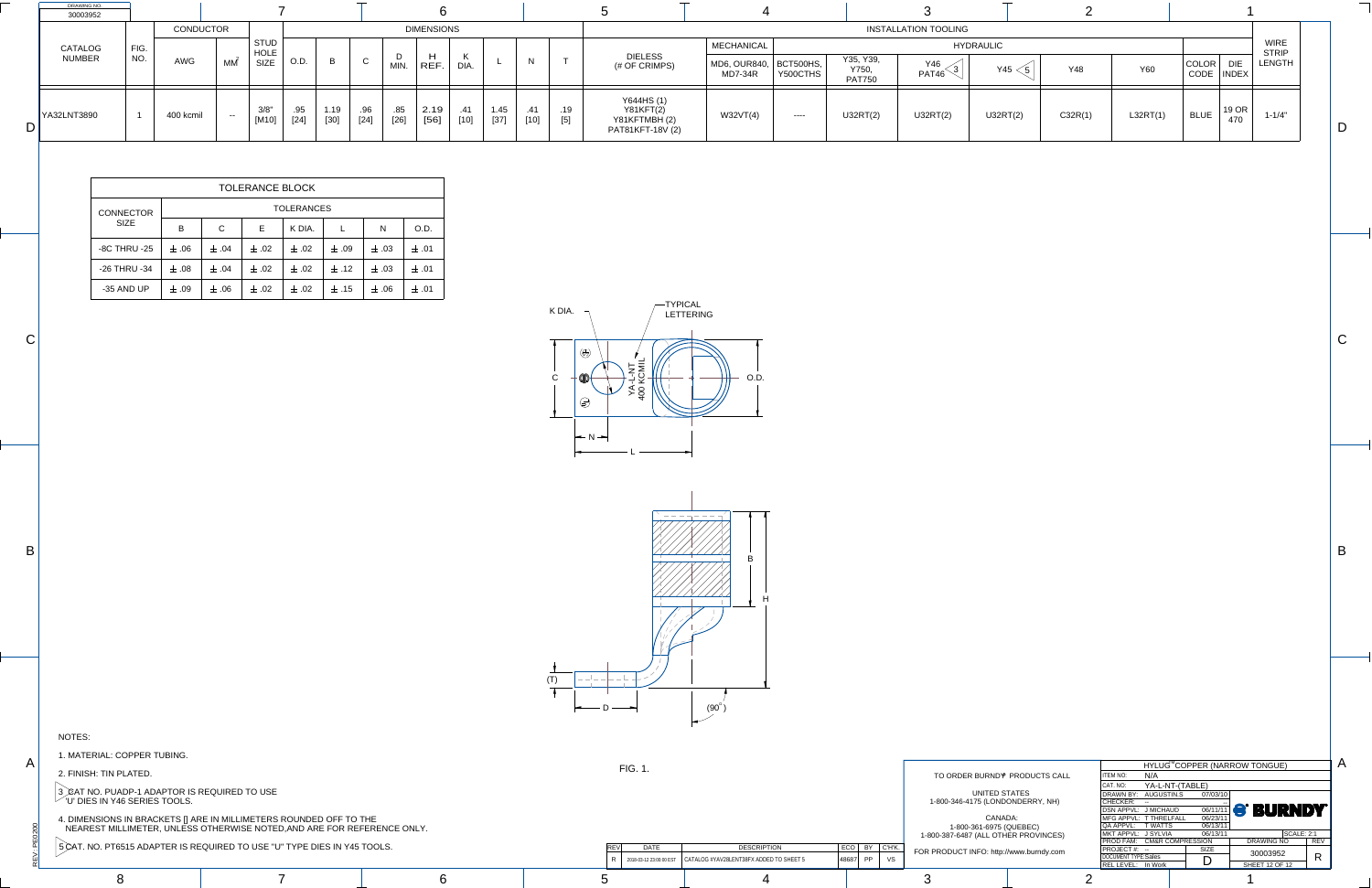DRAWING NO. 30003952

| CATALOG NUMBER | FIG. NO. | CONDUCTOR AWG | CONDUCTOR MM² | STUD HOLE SIZE | O.D. | B | C | D MIN. | H REF. | K DIA. | L | N | T | DIELESS (# OF CRIMPS) | MECHANICAL MD6, OUR840, MD7-34R | BCT500HS, Y500CTHS | Y35, Y39, Y750, PAT750 | Y46 PAT46 (3) | Y45 (5) | Y48 | Y60 | COLOR CODE | DIE INDEX | WIRE STRIP LENGTH |
|---|---|---|---|---|---|---|---|---|---|---|---|---|---|---|---|---|---|---|---|---|---|---|---|---|
| YA32LNT3890 | 1 | 400 kcmil | -- | 3/8" [M10] | .95 [24] | 1.19 [30] | .96 [24] | .85 [26] | 2.19 [56] | .41 [10] | 1.45 [37] | .41 [10] | .19 [5] | Y644HS (1) Y81KFT(2) Y81KFTMBH (2) PAT81KFT-18V (2) | W32VT(4) | ---- | U32RT(2) | U32RT(2) | U32RT(2) | C32R(1) | L32RT(1) | BLUE | 19 OR 470 | 1-1/4" |

TOLERANCE BLOCK

| CONNECTOR SIZE | B | C | E | K DIA. | L | N | O.D. |
|---|---|---|---|---|---|---|---|
| -8C THRU -25 | ± .06 | ± .04 | ± .02 | ± .02 | ± .09 | ± .03 | ± .01 |
| -26 THRU -34 | ± .08 | ± .04 | ± .02 | ± .02 | ± .12 | ± .03 | ± .01 |
| -35 AND UP | ± .09 | ± .06 | ± .02 | ± .02 | ± .15 | ± .06 | ± .01 |

K DIA.
TYPICAL LETTERING
YA-L-NT 400 KCMIL
C
O.D.
N
L
B
H
(T)
D
(90°)

FIG. 1.

NOTES:

1. MATERIAL: COPPER TUBING.
2. FINISH: TIN PLATED.
3. CAT NO. PUADP-1 ADAPTOR IS REQUIRED TO USE 'U' DIES IN Y46 SERIES TOOLS.
4. DIMENSIONS IN BRACKETS [] ARE IN MILLIMETERS ROUNDED OFF TO THE NEAREST MILLIMETER, UNLESS OTHERWISE NOTED,AND ARE FOR REFERENCE ONLY.
5. CAT. NO. PT6515 ADAPTER IS REQUIRED TO USE "U" TYPE DIES IN Y45 TOOLS.

| REV | DATE | DESCRIPTION | ECO | BY | CH'K. |
|---|---|---|---|---|---|
| R | 2018-03-12 23:00:00 EST | CATALOG #YAV28LENT38FX ADDED TO SHEET 5 | 48687 | PP | VS |

TO ORDER BURNDY® PRODUCTS CALL

UNITED STATES
1-800-346-4175 (LONDONDERRY, NH)

CANADA:
1-800-361-6975 (QUEBEC)
1-800-387-6487 (ALL OTHER PROVINCES)

FOR PRODUCT INFO: http://www.burndy.com

HYLUG™ COPPER (NARROW TONGUE)

| | | |
|---|---|---|
| ITEM NO: | N/A | |
| CAT. NO: | YA-L-NT-(TABLE) | |
| DRAWN BY: | AUGUSTIN.S | 07/03/10 |
| CHECKER: | -- | -- |
| DSN APPVL: | J MICHAUD | 06/11/11 |
| MFG APPVL: | T THRELFALL | 06/23/11 |
| QA APPVL: | T WATTS | 06/13/11 |
| MKT APPVL: | J SYLVIA | 06/13/11 |
| PROD FAM: | CM&R COMPRESSION | |
| PROJECT #: | -- | |
| DOCUMENT TYPE: | Sales | |
| REL LEVEL: | In Work | |

BURNDY

SCALE: 2:1 | SIZE: D | DRAWING NO: 30003952 | REV: R | SHEET 12 OF 12

REV: P60200